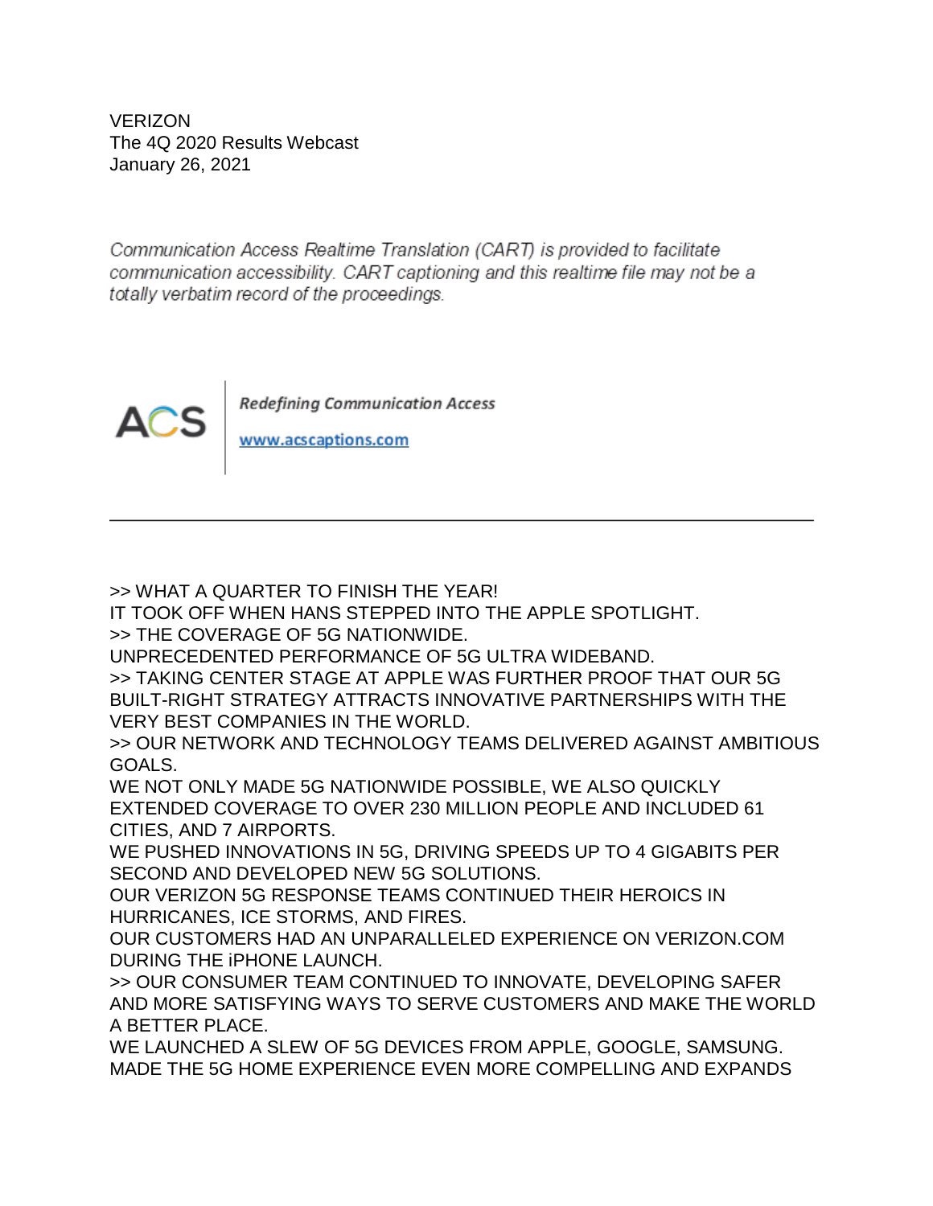VERIZON
The 4Q 2020 Results Webcast
January 26, 2021

*Communication Access Realtime Translation (CART) is provided to facilitate communication accessibility. CART captioning and this realtime file may not be a totally verbatim record of the proceedings.*

ACS | ***Redefining Communication Access***
[www.acscaptions.com](http://www.acscaptions.com)

---

>> WHAT A QUARTER TO FINISH THE YEAR!
IT TOOK OFF WHEN HANS STEPPED INTO THE APPLE SPOTLIGHT.
>> THE COVERAGE OF 5G NATIONWIDE.
UNPRECEDENTED PERFORMANCE OF 5G ULTRA WIDEBAND.
>> TAKING CENTER STAGE AT APPLE WAS FURTHER PROOF THAT OUR 5G BUILT-RIGHT STRATEGY ATTRACTS INNOVATIVE PARTNERSHIPS WITH THE VERY BEST COMPANIES IN THE WORLD.
>> OUR NETWORK AND TECHNOLOGY TEAMS DELIVERED AGAINST AMBITIOUS GOALS.
WE NOT ONLY MADE 5G NATIONWIDE POSSIBLE, WE ALSO QUICKLY EXTENDED COVERAGE TO OVER 230 MILLION PEOPLE AND INCLUDED 61 CITIES, AND 7 AIRPORTS.
WE PUSHED INNOVATIONS IN 5G, DRIVING SPEEDS UP TO 4 GIGABITS PER SECOND AND DEVELOPED NEW 5G SOLUTIONS.
OUR VERIZON 5G RESPONSE TEAMS CONTINUED THEIR HEROICS IN HURRICANES, ICE STORMS, AND FIRES.
OUR CUSTOMERS HAD AN UNPARALLELED EXPERIENCE ON VERIZON.COM DURING THE iPHONE LAUNCH.
>> OUR CONSUMER TEAM CONTINUED TO INNOVATE, DEVELOPING SAFER AND MORE SATISFYING WAYS TO SERVE CUSTOMERS AND MAKE THE WORLD A BETTER PLACE.
WE LAUNCHED A SLEW OF 5G DEVICES FROM APPLE, GOOGLE, SAMSUNG.
MADE THE 5G HOME EXPERIENCE EVEN MORE COMPELLING AND EXPANDS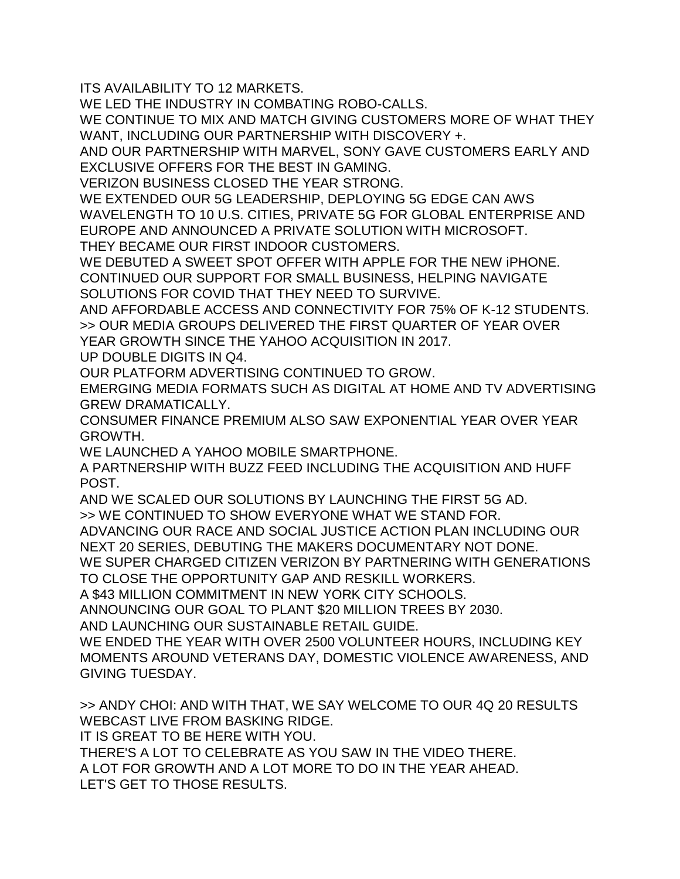ITS AVAILABILITY TO 12 MARKETS.
WE LED THE INDUSTRY IN COMBATING ROBO-CALLS.
WE CONTINUE TO MIX AND MATCH GIVING CUSTOMERS MORE OF WHAT THEY WANT, INCLUDING OUR PARTNERSHIP WITH DISCOVERY +.
AND OUR PARTNERSHIP WITH MARVEL, SONY GAVE CUSTOMERS EARLY AND EXCLUSIVE OFFERS FOR THE BEST IN GAMING.
VERIZON BUSINESS CLOSED THE YEAR STRONG.
WE EXTENDED OUR 5G LEADERSHIP, DEPLOYING 5G EDGE CAN AWS WAVELENGTH TO 10 U.S. CITIES, PRIVATE 5G FOR GLOBAL ENTERPRISE AND EUROPE AND ANNOUNCED A PRIVATE SOLUTION WITH MICROSOFT.
THEY BECAME OUR FIRST INDOOR CUSTOMERS.
WE DEBUTED A SWEET SPOT OFFER WITH APPLE FOR THE NEW iPHONE.
CONTINUED OUR SUPPORT FOR SMALL BUSINESS, HELPING NAVIGATE SOLUTIONS FOR COVID THAT THEY NEED TO SURVIVE.
AND AFFORDABLE ACCESS AND CONNECTIVITY FOR 75% OF K-12 STUDENTS.
>> OUR MEDIA GROUPS DELIVERED THE FIRST QUARTER OF YEAR OVER YEAR GROWTH SINCE THE YAHOO ACQUISITION IN 2017.
UP DOUBLE DIGITS IN Q4.
OUR PLATFORM ADVERTISING CONTINUED TO GROW.
EMERGING MEDIA FORMATS SUCH AS DIGITAL AT HOME AND TV ADVERTISING GREW DRAMATICALLY.
CONSUMER FINANCE PREMIUM ALSO SAW EXPONENTIAL YEAR OVER YEAR GROWTH.
WE LAUNCHED A YAHOO MOBILE SMARTPHONE.
A PARTNERSHIP WITH BUZZ FEED INCLUDING THE ACQUISITION AND HUFF POST.
AND WE SCALED OUR SOLUTIONS BY LAUNCHING THE FIRST 5G AD.
>> WE CONTINUED TO SHOW EVERYONE WHAT WE STAND FOR.
ADVANCING OUR RACE AND SOCIAL JUSTICE ACTION PLAN INCLUDING OUR NEXT 20 SERIES, DEBUTING THE MAKERS DOCUMENTARY NOT DONE.
WE SUPER CHARGED CITIZEN VERIZON BY PARTNERING WITH GENERATIONS TO CLOSE THE OPPORTUNITY GAP AND RESKILL WORKERS.
A $43 MILLION COMMITMENT IN NEW YORK CITY SCHOOLS.
ANNOUNCING OUR GOAL TO PLANT $20 MILLION TREES BY 2030.
AND LAUNCHING OUR SUSTAINABLE RETAIL GUIDE.
WE ENDED THE YEAR WITH OVER 2500 VOLUNTEER HOURS, INCLUDING KEY MOMENTS AROUND VETERANS DAY, DOMESTIC VIOLENCE AWARENESS, AND GIVING TUESDAY.

>> ANDY CHOI: AND WITH THAT, WE SAY WELCOME TO OUR 4Q 20 RESULTS WEBCAST LIVE FROM BASKING RIDGE.
IT IS GREAT TO BE HERE WITH YOU.
THERE'S A LOT TO CELEBRATE AS YOU SAW IN THE VIDEO THERE.
A LOT FOR GROWTH AND A LOT MORE TO DO IN THE YEAR AHEAD.
LET'S GET TO THOSE RESULTS.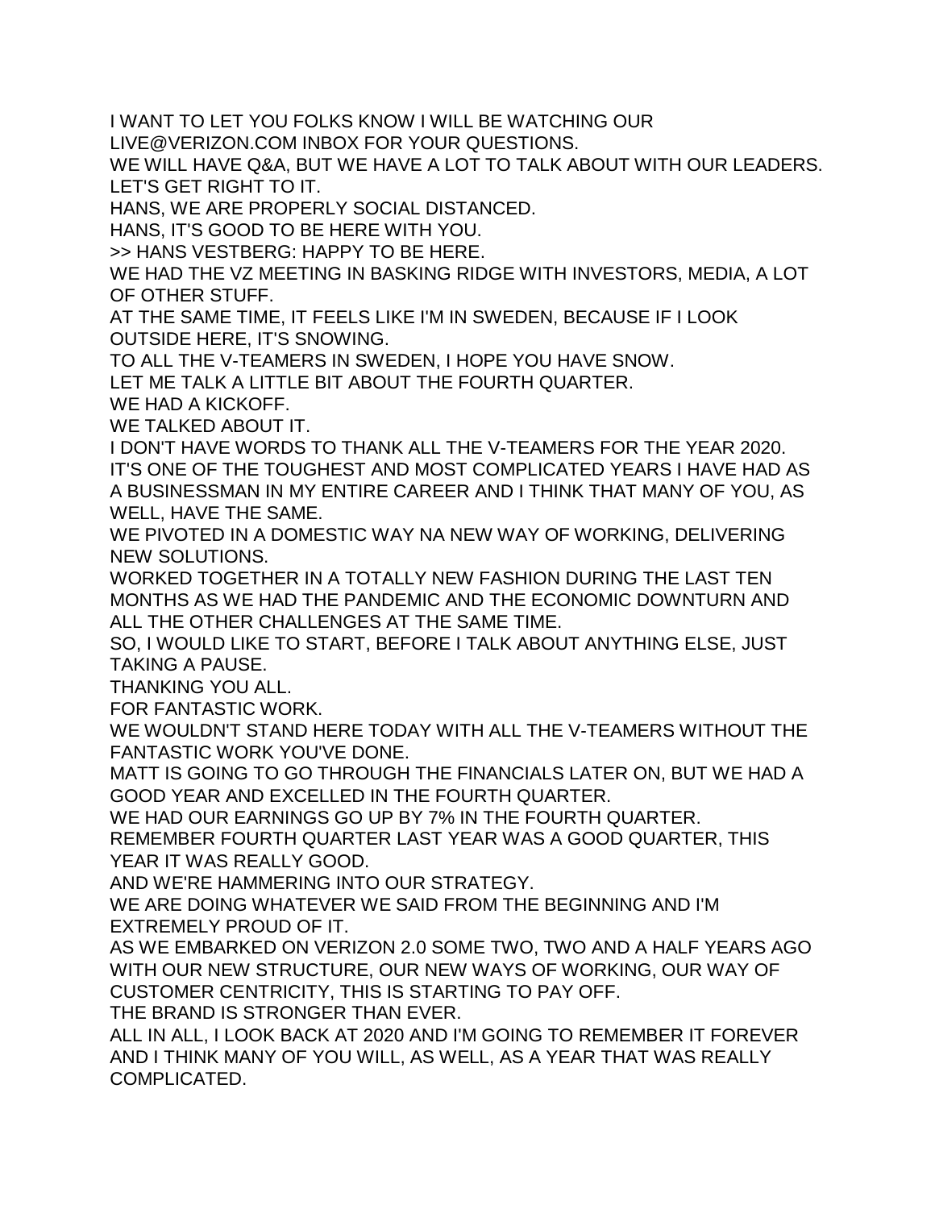I WANT TO LET YOU FOLKS KNOW I WILL BE WATCHING OUR LIVE@VERIZON.COM INBOX FOR YOUR QUESTIONS.

WE WILL HAVE Q&A, BUT WE HAVE A LOT TO TALK ABOUT WITH OUR LEADERS.

LET'S GET RIGHT TO IT.

HANS, WE ARE PROPERLY SOCIAL DISTANCED.

HANS, IT'S GOOD TO BE HERE WITH YOU.

>> HANS VESTBERG: HAPPY TO BE HERE.

WE HAD THE VZ MEETING IN BASKING RIDGE WITH INVESTORS, MEDIA, A LOT OF OTHER STUFF.

AT THE SAME TIME, IT FEELS LIKE I'M IN SWEDEN, BECAUSE IF I LOOK OUTSIDE HERE, IT'S SNOWING.

TO ALL THE V-TEAMERS IN SWEDEN, I HOPE YOU HAVE SNOW.

LET ME TALK A LITTLE BIT ABOUT THE FOURTH QUARTER.

WE HAD A KICKOFF.

WE TALKED ABOUT IT.

I DON'T HAVE WORDS TO THANK ALL THE V-TEAMERS FOR THE YEAR 2020.

IT'S ONE OF THE TOUGHEST AND MOST COMPLICATED YEARS I HAVE HAD AS A BUSINESSMAN IN MY ENTIRE CAREER AND I THINK THAT MANY OF YOU, AS WELL, HAVE THE SAME.

WE PIVOTED IN A DOMESTIC WAY NA NEW WAY OF WORKING, DELIVERING NEW SOLUTIONS.

WORKED TOGETHER IN A TOTALLY NEW FASHION DURING THE LAST TEN MONTHS AS WE HAD THE PANDEMIC AND THE ECONOMIC DOWNTURN AND ALL THE OTHER CHALLENGES AT THE SAME TIME.

SO, I WOULD LIKE TO START, BEFORE I TALK ABOUT ANYTHING ELSE, JUST TAKING A PAUSE.

THANKING YOU ALL.

FOR FANTASTIC WORK.

WE WOULDN'T STAND HERE TODAY WITH ALL THE V-TEAMERS WITHOUT THE FANTASTIC WORK YOU'VE DONE.

MATT IS GOING TO GO THROUGH THE FINANCIALS LATER ON, BUT WE HAD A GOOD YEAR AND EXCELLED IN THE FOURTH QUARTER.

WE HAD OUR EARNINGS GO UP BY 7% IN THE FOURTH QUARTER.

REMEMBER FOURTH QUARTER LAST YEAR WAS A GOOD QUARTER, THIS YEAR IT WAS REALLY GOOD.

AND WE'RE HAMMERING INTO OUR STRATEGY.

WE ARE DOING WHATEVER WE SAID FROM THE BEGINNING AND I'M EXTREMELY PROUD OF IT.

AS WE EMBARKED ON VERIZON 2.0 SOME TWO, TWO AND A HALF YEARS AGO WITH OUR NEW STRUCTURE, OUR NEW WAYS OF WORKING, OUR WAY OF CUSTOMER CENTRICITY, THIS IS STARTING TO PAY OFF.

THE BRAND IS STRONGER THAN EVER.

ALL IN ALL, I LOOK BACK AT 2020 AND I'M GOING TO REMEMBER IT FOREVER AND I THINK MANY OF YOU WILL, AS WELL, AS A YEAR THAT WAS REALLY COMPLICATED.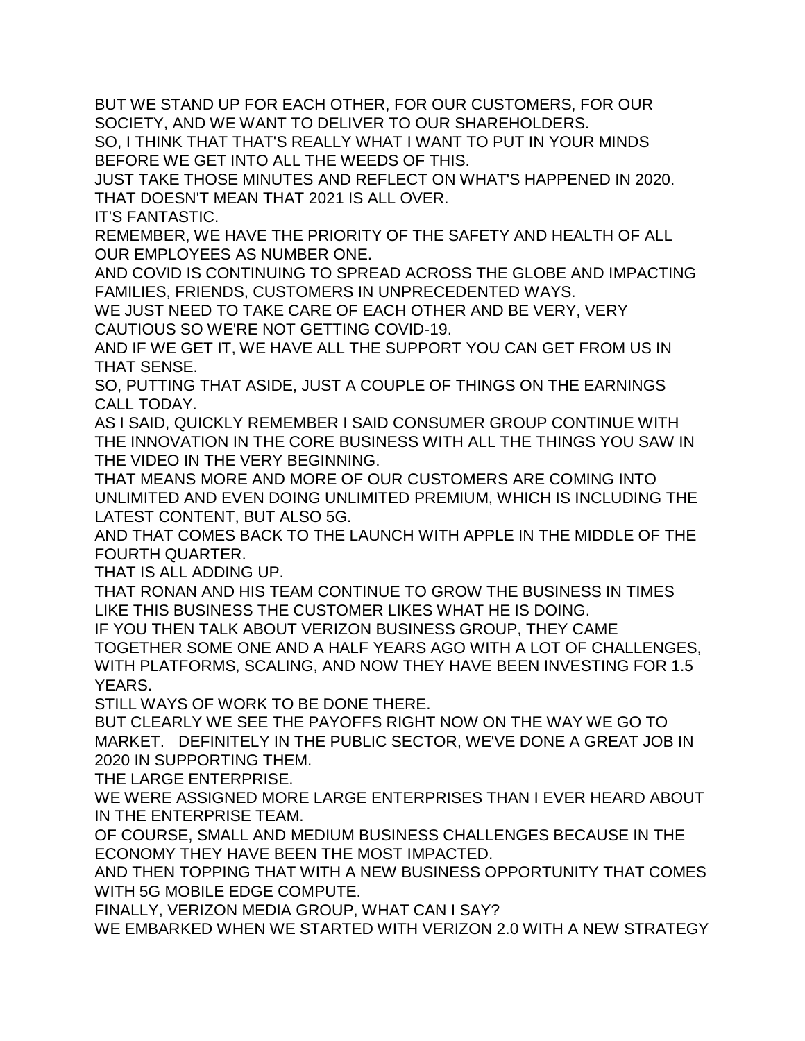BUT WE STAND UP FOR EACH OTHER, FOR OUR CUSTOMERS, FOR OUR SOCIETY, AND WE WANT TO DELIVER TO OUR SHAREHOLDERS.
SO, I THINK THAT THAT'S REALLY WHAT I WANT TO PUT IN YOUR MINDS BEFORE WE GET INTO ALL THE WEEDS OF THIS.
JUST TAKE THOSE MINUTES AND REFLECT ON WHAT'S HAPPENED IN 2020.
THAT DOESN'T MEAN THAT 2021 IS ALL OVER.
IT'S FANTASTIC.
REMEMBER, WE HAVE THE PRIORITY OF THE SAFETY AND HEALTH OF ALL OUR EMPLOYEES AS NUMBER ONE.
AND COVID IS CONTINUING TO SPREAD ACROSS THE GLOBE AND IMPACTING FAMILIES, FRIENDS, CUSTOMERS IN UNPRECEDENTED WAYS.
WE JUST NEED TO TAKE CARE OF EACH OTHER AND BE VERY, VERY CAUTIOUS SO WE'RE NOT GETTING COVID-19.
AND IF WE GET IT, WE HAVE ALL THE SUPPORT YOU CAN GET FROM US IN THAT SENSE.
SO, PUTTING THAT ASIDE, JUST A COUPLE OF THINGS ON THE EARNINGS CALL TODAY.
AS I SAID, QUICKLY REMEMBER I SAID CONSUMER GROUP CONTINUE WITH THE INNOVATION IN THE CORE BUSINESS WITH ALL THE THINGS YOU SAW IN THE VIDEO IN THE VERY BEGINNING.
THAT MEANS MORE AND MORE OF OUR CUSTOMERS ARE COMING INTO UNLIMITED AND EVEN DOING UNLIMITED PREMIUM, WHICH IS INCLUDING THE LATEST CONTENT, BUT ALSO 5G.
AND THAT COMES BACK TO THE LAUNCH WITH APPLE IN THE MIDDLE OF THE FOURTH QUARTER.
THAT IS ALL ADDING UP.
THAT RONAN AND HIS TEAM CONTINUE TO GROW THE BUSINESS IN TIMES LIKE THIS BUSINESS THE CUSTOMER LIKES WHAT HE IS DOING.
IF YOU THEN TALK ABOUT VERIZON BUSINESS GROUP, THEY CAME TOGETHER SOME ONE AND A HALF YEARS AGO WITH A LOT OF CHALLENGES, WITH PLATFORMS, SCALING, AND NOW THEY HAVE BEEN INVESTING FOR 1.5 YEARS.
STILL WAYS OF WORK TO BE DONE THERE.
BUT CLEARLY WE SEE THE PAYOFFS RIGHT NOW ON THE WAY WE GO TO MARKET. DEFINITELY IN THE PUBLIC SECTOR, WE'VE DONE A GREAT JOB IN 2020 IN SUPPORTING THEM.
THE LARGE ENTERPRISE.
WE WERE ASSIGNED MORE LARGE ENTERPRISES THAN I EVER HEARD ABOUT IN THE ENTERPRISE TEAM.
OF COURSE, SMALL AND MEDIUM BUSINESS CHALLENGES BECAUSE IN THE ECONOMY THEY HAVE BEEN THE MOST IMPACTED.
AND THEN TOPPING THAT WITH A NEW BUSINESS OPPORTUNITY THAT COMES WITH 5G MOBILE EDGE COMPUTE.
FINALLY, VERIZON MEDIA GROUP, WHAT CAN I SAY?
WE EMBARKED WHEN WE STARTED WITH VERIZON 2.0 WITH A NEW STRATEGY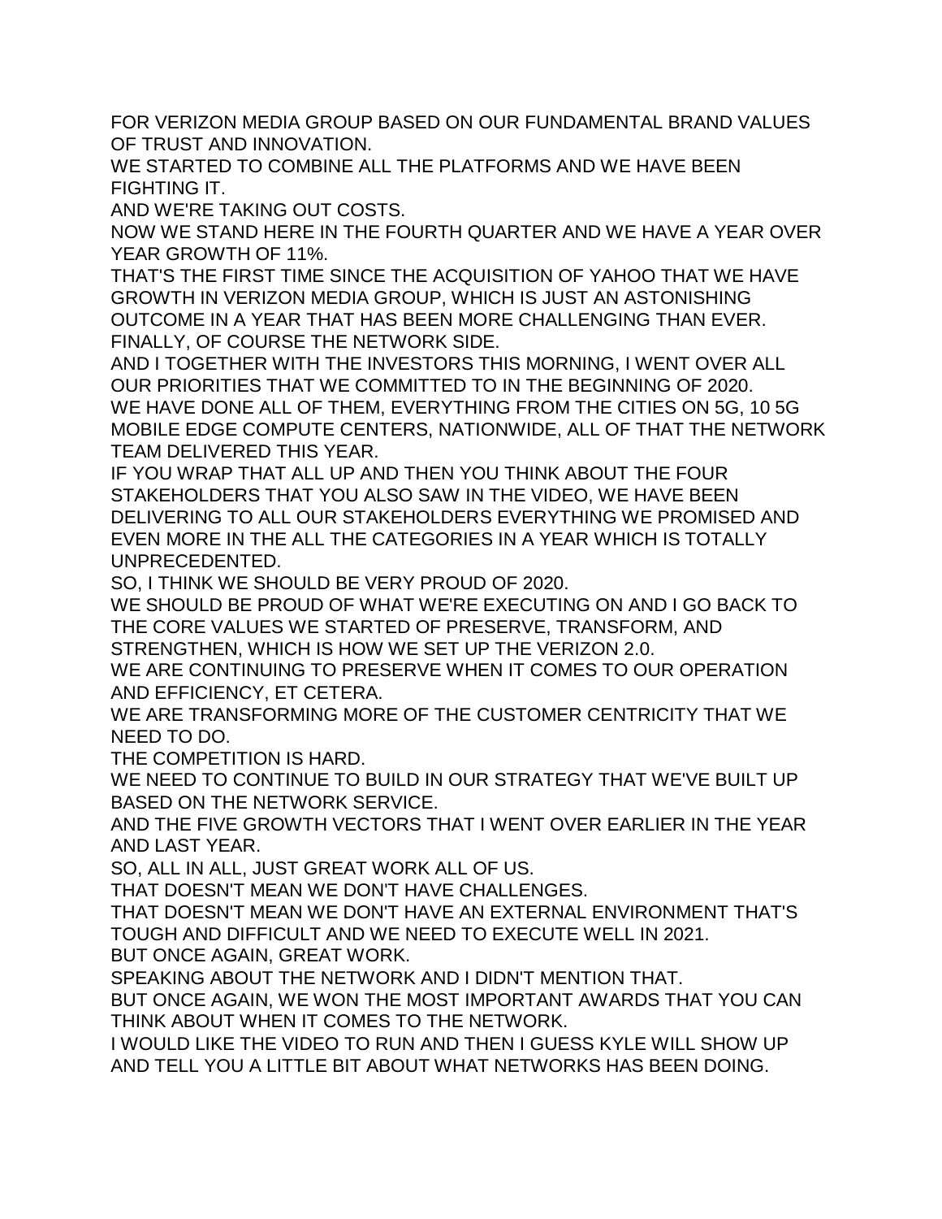FOR VERIZON MEDIA GROUP BASED ON OUR FUNDAMENTAL BRAND VALUES OF TRUST AND INNOVATION.

WE STARTED TO COMBINE ALL THE PLATFORMS AND WE HAVE BEEN FIGHTING IT.

AND WE'RE TAKING OUT COSTS.

NOW WE STAND HERE IN THE FOURTH QUARTER AND WE HAVE A YEAR OVER YEAR GROWTH OF 11%.

THAT'S THE FIRST TIME SINCE THE ACQUISITION OF YAHOO THAT WE HAVE GROWTH IN VERIZON MEDIA GROUP, WHICH IS JUST AN ASTONISHING OUTCOME IN A YEAR THAT HAS BEEN MORE CHALLENGING THAN EVER.

FINALLY, OF COURSE THE NETWORK SIDE.

AND I TOGETHER WITH THE INVESTORS THIS MORNING, I WENT OVER ALL OUR PRIORITIES THAT WE COMMITTED TO IN THE BEGINNING OF 2020.

WE HAVE DONE ALL OF THEM, EVERYTHING FROM THE CITIES ON 5G, 10 5G MOBILE EDGE COMPUTE CENTERS, NATIONWIDE, ALL OF THAT THE NETWORK TEAM DELIVERED THIS YEAR.

IF YOU WRAP THAT ALL UP AND THEN YOU THINK ABOUT THE FOUR STAKEHOLDERS THAT YOU ALSO SAW IN THE VIDEO, WE HAVE BEEN DELIVERING TO ALL OUR STAKEHOLDERS EVERYTHING WE PROMISED AND EVEN MORE IN THE ALL THE CATEGORIES IN A YEAR WHICH IS TOTALLY UNPRECEDENTED.

SO, I THINK WE SHOULD BE VERY PROUD OF 2020.

WE SHOULD BE PROUD OF WHAT WE'RE EXECUTING ON AND I GO BACK TO THE CORE VALUES WE STARTED OF PRESERVE, TRANSFORM, AND STRENGTHEN, WHICH IS HOW WE SET UP THE VERIZON 2.0.

WE ARE CONTINUING TO PRESERVE WHEN IT COMES TO OUR OPERATION AND EFFICIENCY, ET CETERA.

WE ARE TRANSFORMING MORE OF THE CUSTOMER CENTRICITY THAT WE NEED TO DO.

THE COMPETITION IS HARD.

WE NEED TO CONTINUE TO BUILD IN OUR STRATEGY THAT WE'VE BUILT UP BASED ON THE NETWORK SERVICE.

AND THE FIVE GROWTH VECTORS THAT I WENT OVER EARLIER IN THE YEAR AND LAST YEAR.

SO, ALL IN ALL, JUST GREAT WORK ALL OF US.

THAT DOESN'T MEAN WE DON'T HAVE CHALLENGES.

THAT DOESN'T MEAN WE DON'T HAVE AN EXTERNAL ENVIRONMENT THAT'S TOUGH AND DIFFICULT AND WE NEED TO EXECUTE WELL IN 2021.

BUT ONCE AGAIN, GREAT WORK.

SPEAKING ABOUT THE NETWORK AND I DIDN'T MENTION THAT.

BUT ONCE AGAIN, WE WON THE MOST IMPORTANT AWARDS THAT YOU CAN THINK ABOUT WHEN IT COMES TO THE NETWORK.

I WOULD LIKE THE VIDEO TO RUN AND THEN I GUESS KYLE WILL SHOW UP AND TELL YOU A LITTLE BIT ABOUT WHAT NETWORKS HAS BEEN DOING.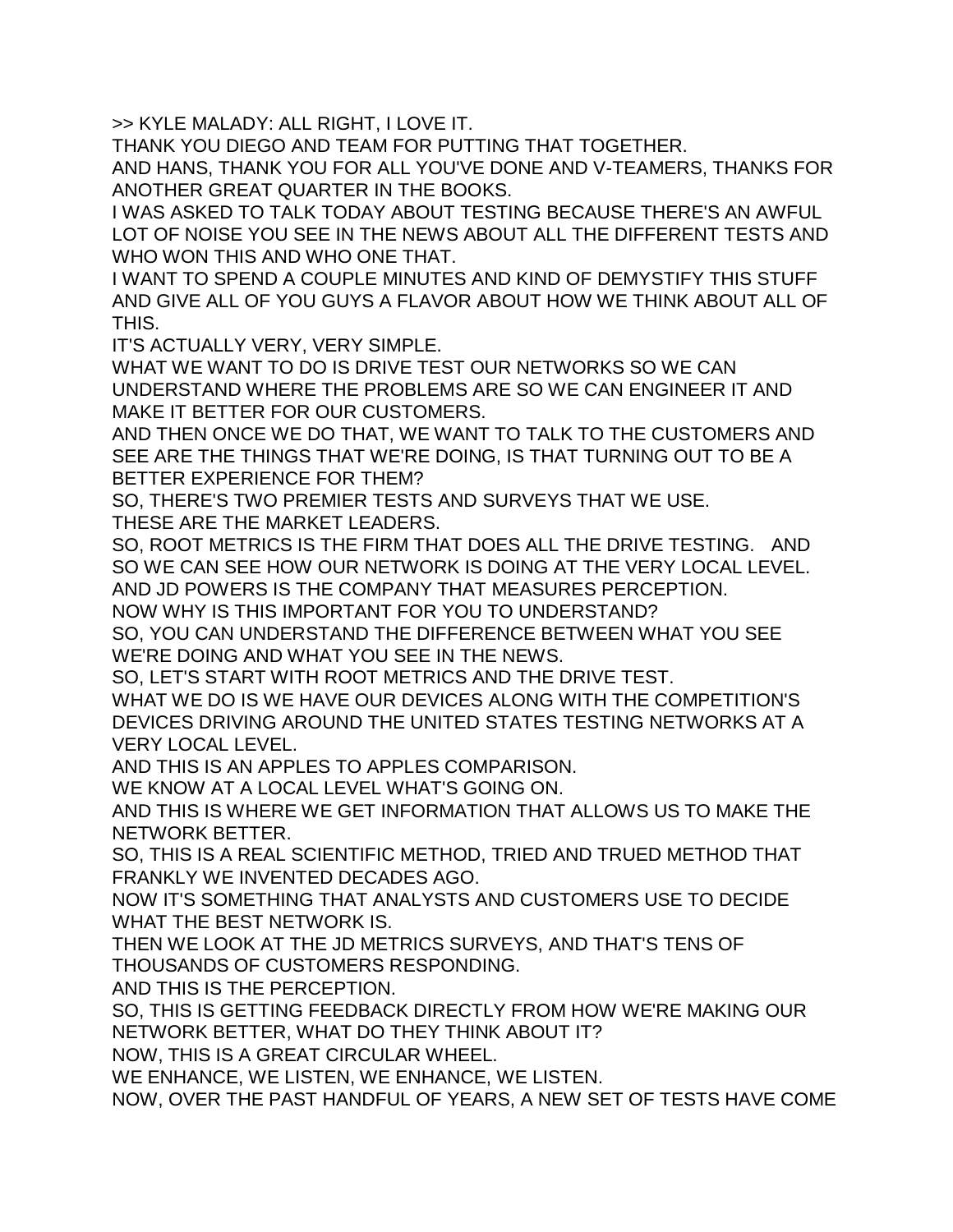>> KYLE MALADY: ALL RIGHT, I LOVE IT.

THANK YOU DIEGO AND TEAM FOR PUTTING THAT TOGETHER.

AND HANS, THANK YOU FOR ALL YOU'VE DONE AND V-TEAMERS, THANKS FOR ANOTHER GREAT QUARTER IN THE BOOKS.

I WAS ASKED TO TALK TODAY ABOUT TESTING BECAUSE THERE'S AN AWFUL LOT OF NOISE YOU SEE IN THE NEWS ABOUT ALL THE DIFFERENT TESTS AND WHO WON THIS AND WHO ONE THAT.

I WANT TO SPEND A COUPLE MINUTES AND KIND OF DEMYSTIFY THIS STUFF AND GIVE ALL OF YOU GUYS A FLAVOR ABOUT HOW WE THINK ABOUT ALL OF THIS.

IT'S ACTUALLY VERY, VERY SIMPLE.

WHAT WE WANT TO DO IS DRIVE TEST OUR NETWORKS SO WE CAN UNDERSTAND WHERE THE PROBLEMS ARE SO WE CAN ENGINEER IT AND MAKE IT BETTER FOR OUR CUSTOMERS.

AND THEN ONCE WE DO THAT, WE WANT TO TALK TO THE CUSTOMERS AND SEE ARE THE THINGS THAT WE'RE DOING, IS THAT TURNING OUT TO BE A BETTER EXPERIENCE FOR THEM?

SO, THERE'S TWO PREMIER TESTS AND SURVEYS THAT WE USE.

THESE ARE THE MARKET LEADERS.

SO, ROOT METRICS IS THE FIRM THAT DOES ALL THE DRIVE TESTING. AND SO WE CAN SEE HOW OUR NETWORK IS DOING AT THE VERY LOCAL LEVEL.

AND JD POWERS IS THE COMPANY THAT MEASURES PERCEPTION.

NOW WHY IS THIS IMPORTANT FOR YOU TO UNDERSTAND?

SO, YOU CAN UNDERSTAND THE DIFFERENCE BETWEEN WHAT YOU SEE WE'RE DOING AND WHAT YOU SEE IN THE NEWS.

SO, LET'S START WITH ROOT METRICS AND THE DRIVE TEST.

WHAT WE DO IS WE HAVE OUR DEVICES ALONG WITH THE COMPETITION'S DEVICES DRIVING AROUND THE UNITED STATES TESTING NETWORKS AT A VERY LOCAL LEVEL.

AND THIS IS AN APPLES TO APPLES COMPARISON.

WE KNOW AT A LOCAL LEVEL WHAT'S GOING ON.

AND THIS IS WHERE WE GET INFORMATION THAT ALLOWS US TO MAKE THE NETWORK BETTER.

SO, THIS IS A REAL SCIENTIFIC METHOD, TRIED AND TRUED METHOD THAT FRANKLY WE INVENTED DECADES AGO.

NOW IT'S SOMETHING THAT ANALYSTS AND CUSTOMERS USE TO DECIDE WHAT THE BEST NETWORK IS.

THEN WE LOOK AT THE JD METRICS SURVEYS, AND THAT'S TENS OF THOUSANDS OF CUSTOMERS RESPONDING.

AND THIS IS THE PERCEPTION.

SO, THIS IS GETTING FEEDBACK DIRECTLY FROM HOW WE'RE MAKING OUR NETWORK BETTER, WHAT DO THEY THINK ABOUT IT?

NOW, THIS IS A GREAT CIRCULAR WHEEL.

WE ENHANCE, WE LISTEN, WE ENHANCE, WE LISTEN.

NOW, OVER THE PAST HANDFUL OF YEARS, A NEW SET OF TESTS HAVE COME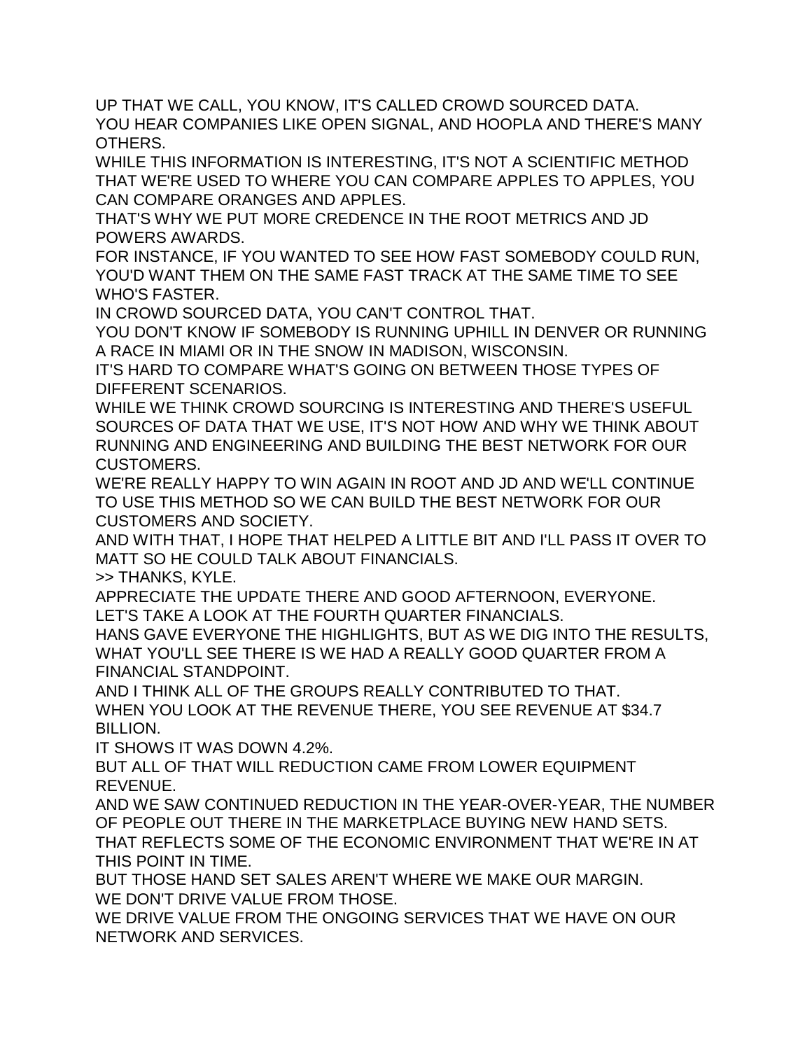UP THAT WE CALL, YOU KNOW, IT'S CALLED CROWD SOURCED DATA.
YOU HEAR COMPANIES LIKE OPEN SIGNAL, AND HOOPLA AND THERE'S MANY OTHERS.
WHILE THIS INFORMATION IS INTERESTING, IT'S NOT A SCIENTIFIC METHOD THAT WE'RE USED TO WHERE YOU CAN COMPARE APPLES TO APPLES, YOU CAN COMPARE ORANGES AND APPLES.
THAT'S WHY WE PUT MORE CREDENCE IN THE ROOT METRICS AND JD POWERS AWARDS.
FOR INSTANCE, IF YOU WANTED TO SEE HOW FAST SOMEBODY COULD RUN, YOU'D WANT THEM ON THE SAME FAST TRACK AT THE SAME TIME TO SEE WHO'S FASTER.
IN CROWD SOURCED DATA, YOU CAN'T CONTROL THAT.
YOU DON'T KNOW IF SOMEBODY IS RUNNING UPHILL IN DENVER OR RUNNING A RACE IN MIAMI OR IN THE SNOW IN MADISON, WISCONSIN.
IT'S HARD TO COMPARE WHAT'S GOING ON BETWEEN THOSE TYPES OF DIFFERENT SCENARIOS.
WHILE WE THINK CROWD SOURCING IS INTERESTING AND THERE'S USEFUL SOURCES OF DATA THAT WE USE, IT'S NOT HOW AND WHY WE THINK ABOUT RUNNING AND ENGINEERING AND BUILDING THE BEST NETWORK FOR OUR CUSTOMERS.
WE'RE REALLY HAPPY TO WIN AGAIN IN ROOT AND JD AND WE'LL CONTINUE TO USE THIS METHOD SO WE CAN BUILD THE BEST NETWORK FOR OUR CUSTOMERS AND SOCIETY.
AND WITH THAT, I HOPE THAT HELPED A LITTLE BIT AND I'LL PASS IT OVER TO MATT SO HE COULD TALK ABOUT FINANCIALS.
>> THANKS, KYLE.
APPRECIATE THE UPDATE THERE AND GOOD AFTERNOON, EVERYONE.
LET'S TAKE A LOOK AT THE FOURTH QUARTER FINANCIALS.
HANS GAVE EVERYONE THE HIGHLIGHTS, BUT AS WE DIG INTO THE RESULTS, WHAT YOU'LL SEE THERE IS WE HAD A REALLY GOOD QUARTER FROM A FINANCIAL STANDPOINT.
AND I THINK ALL OF THE GROUPS REALLY CONTRIBUTED TO THAT.
WHEN YOU LOOK AT THE REVENUE THERE, YOU SEE REVENUE AT $34.7 BILLION.
IT SHOWS IT WAS DOWN 4.2%.
BUT ALL OF THAT WILL REDUCTION CAME FROM LOWER EQUIPMENT REVENUE.
AND WE SAW CONTINUED REDUCTION IN THE YEAR-OVER-YEAR, THE NUMBER OF PEOPLE OUT THERE IN THE MARKETPLACE BUYING NEW HAND SETS.
THAT REFLECTS SOME OF THE ECONOMIC ENVIRONMENT THAT WE'RE IN AT THIS POINT IN TIME.
BUT THOSE HAND SET SALES AREN'T WHERE WE MAKE OUR MARGIN.
WE DON'T DRIVE VALUE FROM THOSE.
WE DRIVE VALUE FROM THE ONGOING SERVICES THAT WE HAVE ON OUR NETWORK AND SERVICES.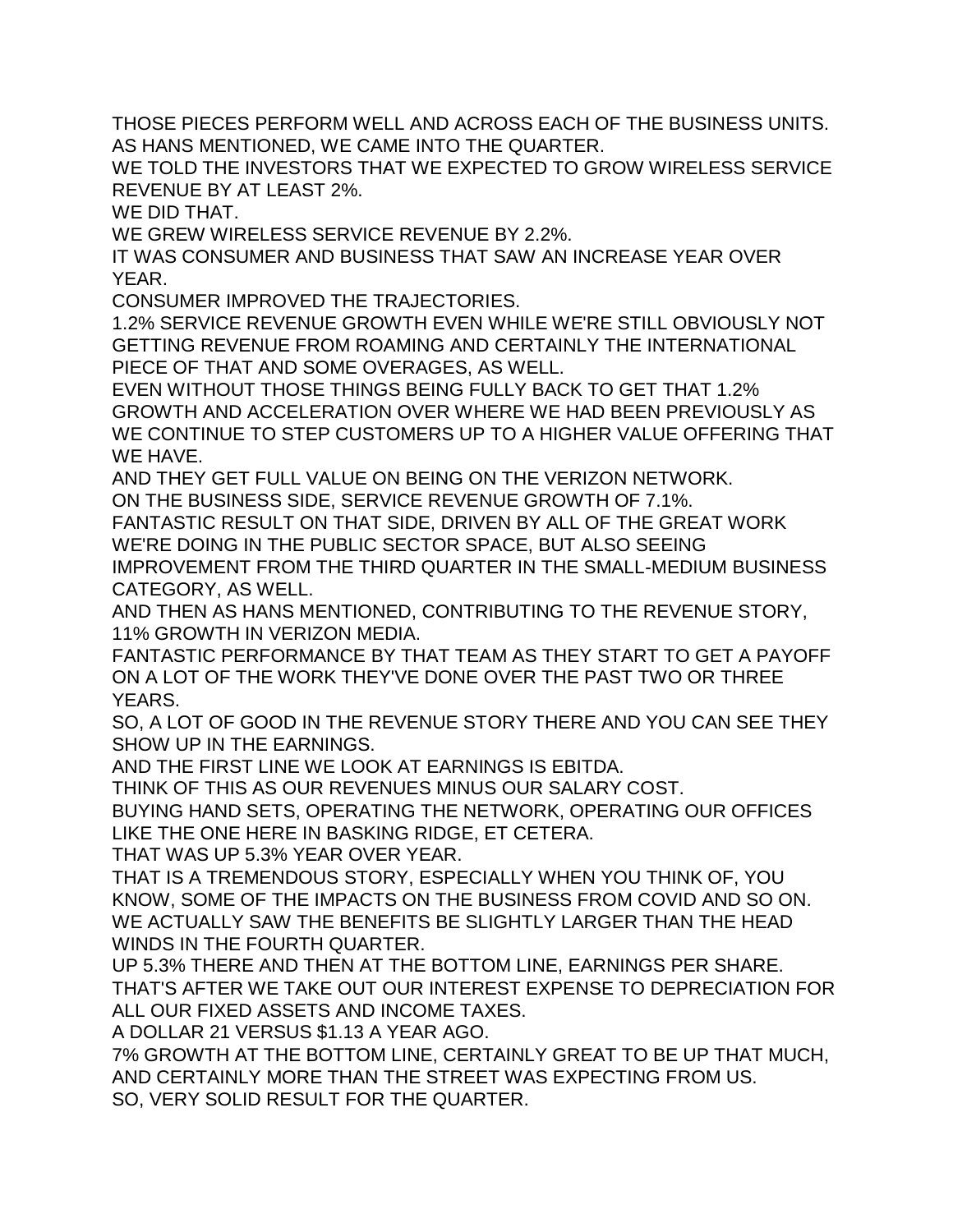THOSE PIECES PERFORM WELL AND ACROSS EACH OF THE BUSINESS UNITS.
AS HANS MENTIONED, WE CAME INTO THE QUARTER.

WE TOLD THE INVESTORS THAT WE EXPECTED TO GROW WIRELESS SERVICE REVENUE BY AT LEAST 2%.

WE DID THAT.

WE GREW WIRELESS SERVICE REVENUE BY 2.2%.

IT WAS CONSUMER AND BUSINESS THAT SAW AN INCREASE YEAR OVER YEAR.

CONSUMER IMPROVED THE TRAJECTORIES.

1.2% SERVICE REVENUE GROWTH EVEN WHILE WE'RE STILL OBVIOUSLY NOT GETTING REVENUE FROM ROAMING AND CERTAINLY THE INTERNATIONAL PIECE OF THAT AND SOME OVERAGES, AS WELL.

EVEN WITHOUT THOSE THINGS BEING FULLY BACK TO GET THAT 1.2% GROWTH AND ACCELERATION OVER WHERE WE HAD BEEN PREVIOUSLY AS WE CONTINUE TO STEP CUSTOMERS UP TO A HIGHER VALUE OFFERING THAT WE HAVE.

AND THEY GET FULL VALUE ON BEING ON THE VERIZON NETWORK.

ON THE BUSINESS SIDE, SERVICE REVENUE GROWTH OF 7.1%.

FANTASTIC RESULT ON THAT SIDE, DRIVEN BY ALL OF THE GREAT WORK WE'RE DOING IN THE PUBLIC SECTOR SPACE, BUT ALSO SEEING IMPROVEMENT FROM THE THIRD QUARTER IN THE SMALL-MEDIUM BUSINESS CATEGORY, AS WELL.

AND THEN AS HANS MENTIONED, CONTRIBUTING TO THE REVENUE STORY, 11% GROWTH IN VERIZON MEDIA.

FANTASTIC PERFORMANCE BY THAT TEAM AS THEY START TO GET A PAYOFF ON A LOT OF THE WORK THEY'VE DONE OVER THE PAST TWO OR THREE YEARS.

SO, A LOT OF GOOD IN THE REVENUE STORY THERE AND YOU CAN SEE THEY SHOW UP IN THE EARNINGS.

AND THE FIRST LINE WE LOOK AT EARNINGS IS EBITDA.

THINK OF THIS AS OUR REVENUES MINUS OUR SALARY COST.

BUYING HAND SETS, OPERATING THE NETWORK, OPERATING OUR OFFICES LIKE THE ONE HERE IN BASKING RIDGE, ET CETERA.

THAT WAS UP 5.3% YEAR OVER YEAR.

THAT IS A TREMENDOUS STORY, ESPECIALLY WHEN YOU THINK OF, YOU KNOW, SOME OF THE IMPACTS ON THE BUSINESS FROM COVID AND SO ON.

WE ACTUALLY SAW THE BENEFITS BE SLIGHTLY LARGER THAN THE HEAD WINDS IN THE FOURTH QUARTER.

UP 5.3% THERE AND THEN AT THE BOTTOM LINE, EARNINGS PER SHARE.

THAT'S AFTER WE TAKE OUT OUR INTEREST EXPENSE TO DEPRECIATION FOR ALL OUR FIXED ASSETS AND INCOME TAXES.

A DOLLAR 21 VERSUS $1.13 A YEAR AGO.

7% GROWTH AT THE BOTTOM LINE, CERTAINLY GREAT TO BE UP THAT MUCH, AND CERTAINLY MORE THAN THE STREET WAS EXPECTING FROM US.

SO, VERY SOLID RESULT FOR THE QUARTER.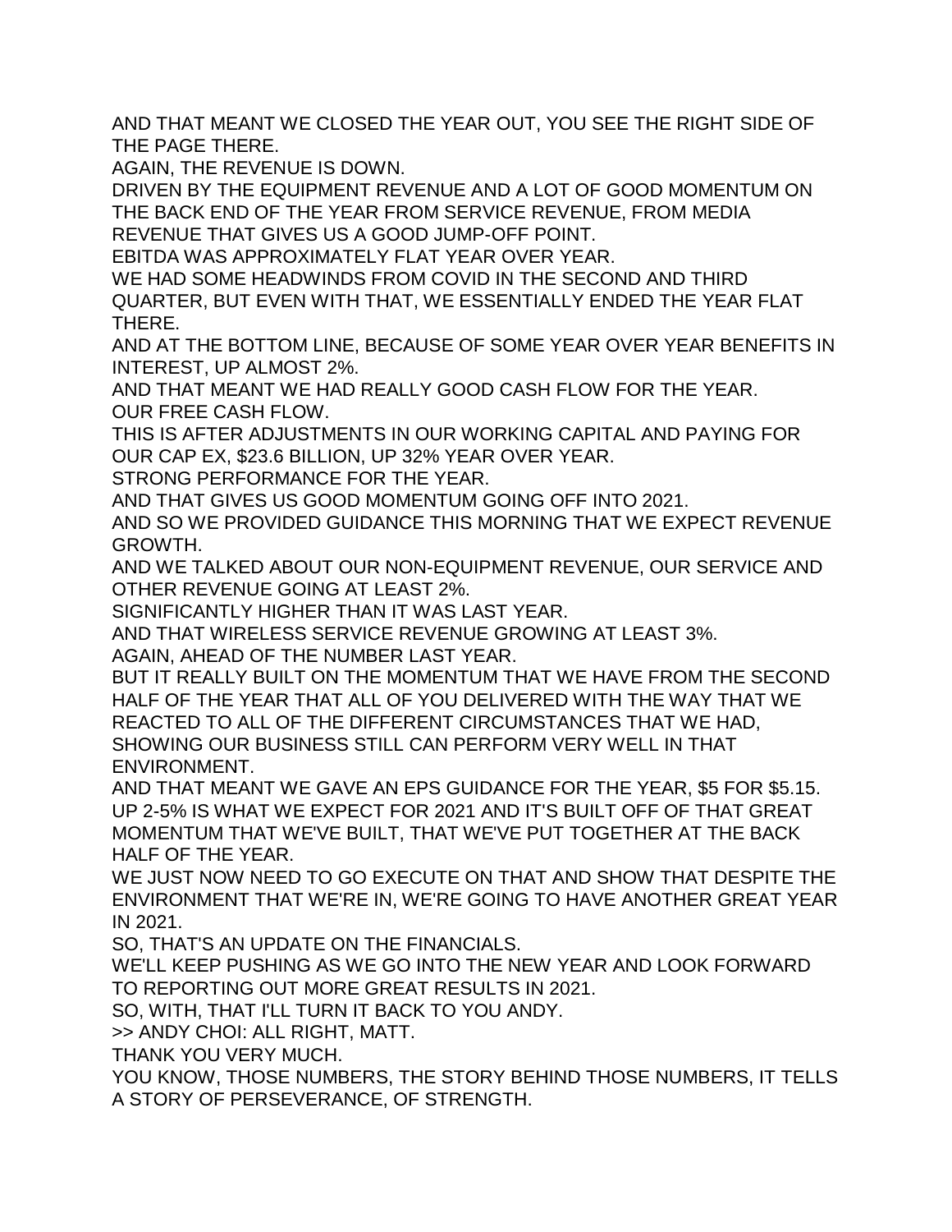AND THAT MEANT WE CLOSED THE YEAR OUT, YOU SEE THE RIGHT SIDE OF THE PAGE THERE.

AGAIN, THE REVENUE IS DOWN.

DRIVEN BY THE EQUIPMENT REVENUE AND A LOT OF GOOD MOMENTUM ON THE BACK END OF THE YEAR FROM SERVICE REVENUE, FROM MEDIA REVENUE THAT GIVES US A GOOD JUMP-OFF POINT.

EBITDA WAS APPROXIMATELY FLAT YEAR OVER YEAR.

WE HAD SOME HEADWINDS FROM COVID IN THE SECOND AND THIRD QUARTER, BUT EVEN WITH THAT, WE ESSENTIALLY ENDED THE YEAR FLAT THERE.

AND AT THE BOTTOM LINE, BECAUSE OF SOME YEAR OVER YEAR BENEFITS IN INTEREST, UP ALMOST 2%.

AND THAT MEANT WE HAD REALLY GOOD CASH FLOW FOR THE YEAR.

OUR FREE CASH FLOW.

THIS IS AFTER ADJUSTMENTS IN OUR WORKING CAPITAL AND PAYING FOR OUR CAP EX, $23.6 BILLION, UP 32% YEAR OVER YEAR.

STRONG PERFORMANCE FOR THE YEAR.

AND THAT GIVES US GOOD MOMENTUM GOING OFF INTO 2021.

AND SO WE PROVIDED GUIDANCE THIS MORNING THAT WE EXPECT REVENUE GROWTH.

AND WE TALKED ABOUT OUR NON-EQUIPMENT REVENUE, OUR SERVICE AND OTHER REVENUE GOING AT LEAST 2%.

SIGNIFICANTLY HIGHER THAN IT WAS LAST YEAR.

AND THAT WIRELESS SERVICE REVENUE GROWING AT LEAST 3%.

AGAIN, AHEAD OF THE NUMBER LAST YEAR.

BUT IT REALLY BUILT ON THE MOMENTUM THAT WE HAVE FROM THE SECOND HALF OF THE YEAR THAT ALL OF YOU DELIVERED WITH THE WAY THAT WE REACTED TO ALL OF THE DIFFERENT CIRCUMSTANCES THAT WE HAD, SHOWING OUR BUSINESS STILL CAN PERFORM VERY WELL IN THAT ENVIRONMENT.

AND THAT MEANT WE GAVE AN EPS GUIDANCE FOR THE YEAR, $5 FOR $5.15. UP 2-5% IS WHAT WE EXPECT FOR 2021 AND IT'S BUILT OFF OF THAT GREAT MOMENTUM THAT WE'VE BUILT, THAT WE'VE PUT TOGETHER AT THE BACK HALF OF THE YEAR.

WE JUST NOW NEED TO GO EXECUTE ON THAT AND SHOW THAT DESPITE THE ENVIRONMENT THAT WE'RE IN, WE'RE GOING TO HAVE ANOTHER GREAT YEAR IN 2021.

SO, THAT'S AN UPDATE ON THE FINANCIALS.

WE'LL KEEP PUSHING AS WE GO INTO THE NEW YEAR AND LOOK FORWARD TO REPORTING OUT MORE GREAT RESULTS IN 2021.

SO, WITH, THAT I'LL TURN IT BACK TO YOU ANDY.

>> ANDY CHOI: ALL RIGHT, MATT.

THANK YOU VERY MUCH.

YOU KNOW, THOSE NUMBERS, THE STORY BEHIND THOSE NUMBERS, IT TELLS A STORY OF PERSEVERANCE, OF STRENGTH.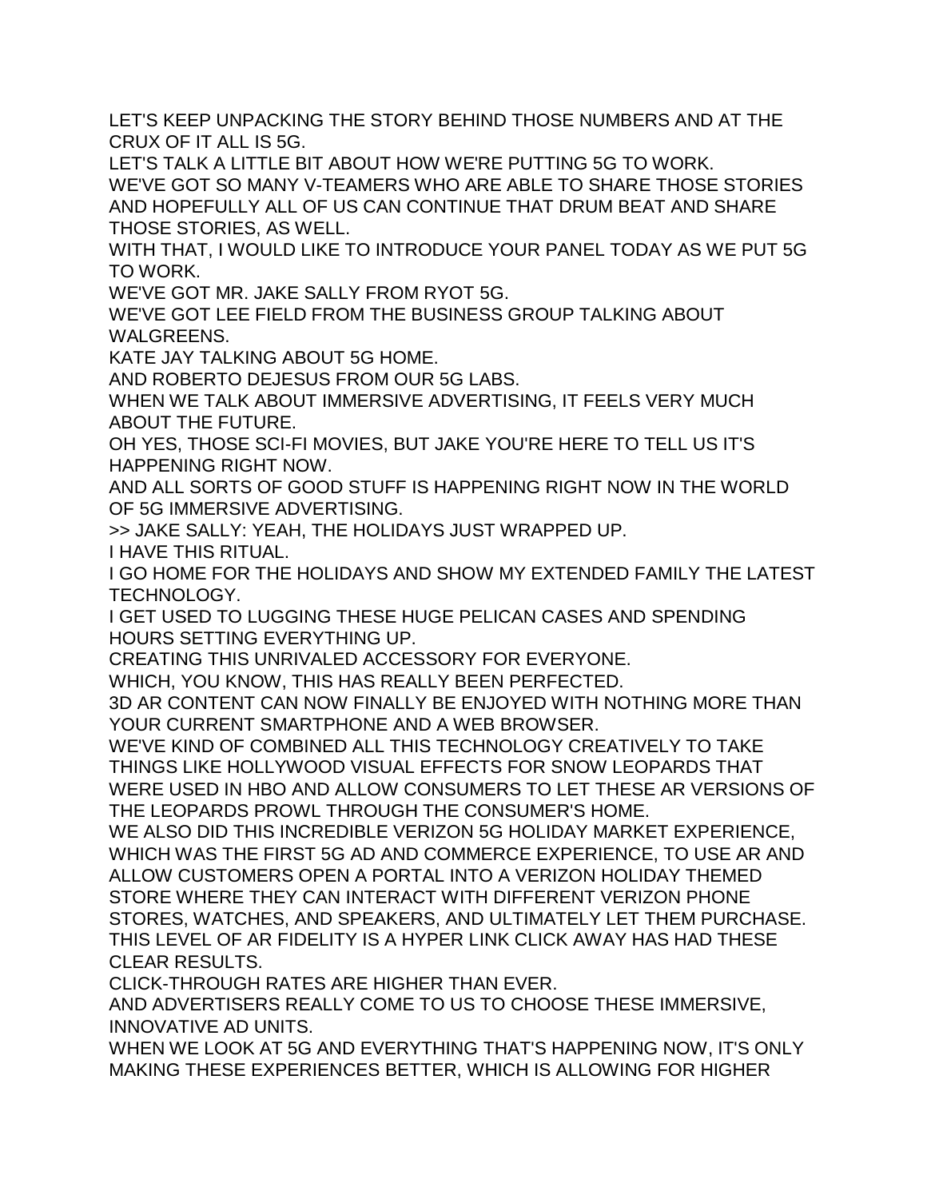LET'S KEEP UNPACKING THE STORY BEHIND THOSE NUMBERS AND AT THE CRUX OF IT ALL IS 5G.

LET'S TALK A LITTLE BIT ABOUT HOW WE'RE PUTTING 5G TO WORK.

WE'VE GOT SO MANY V-TEAMERS WHO ARE ABLE TO SHARE THOSE STORIES AND HOPEFULLY ALL OF US CAN CONTINUE THAT DRUM BEAT AND SHARE THOSE STORIES, AS WELL.

WITH THAT, I WOULD LIKE TO INTRODUCE YOUR PANEL TODAY AS WE PUT 5G TO WORK.

WE'VE GOT MR. JAKE SALLY FROM RYOT 5G.

WE'VE GOT LEE FIELD FROM THE BUSINESS GROUP TALKING ABOUT WALGREENS.

KATE JAY TALKING ABOUT 5G HOME.

AND ROBERTO DEJESUS FROM OUR 5G LABS.

WHEN WE TALK ABOUT IMMERSIVE ADVERTISING, IT FEELS VERY MUCH ABOUT THE FUTURE.

OH YES, THOSE SCI-FI MOVIES, BUT JAKE YOU'RE HERE TO TELL US IT'S HAPPENING RIGHT NOW.

AND ALL SORTS OF GOOD STUFF IS HAPPENING RIGHT NOW IN THE WORLD OF 5G IMMERSIVE ADVERTISING.

>> JAKE SALLY: YEAH, THE HOLIDAYS JUST WRAPPED UP.

I HAVE THIS RITUAL.

I GO HOME FOR THE HOLIDAYS AND SHOW MY EXTENDED FAMILY THE LATEST TECHNOLOGY.

I GET USED TO LUGGING THESE HUGE PELICAN CASES AND SPENDING HOURS SETTING EVERYTHING UP.

CREATING THIS UNRIVALED ACCESSORY FOR EVERYONE.

WHICH, YOU KNOW, THIS HAS REALLY BEEN PERFECTED.

3D AR CONTENT CAN NOW FINALLY BE ENJOYED WITH NOTHING MORE THAN YOUR CURRENT SMARTPHONE AND A WEB BROWSER.

WE'VE KIND OF COMBINED ALL THIS TECHNOLOGY CREATIVELY TO TAKE THINGS LIKE HOLLYWOOD VISUAL EFFECTS FOR SNOW LEOPARDS THAT WERE USED IN HBO AND ALLOW CONSUMERS TO LET THESE AR VERSIONS OF THE LEOPARDS PROWL THROUGH THE CONSUMER'S HOME.

WE ALSO DID THIS INCREDIBLE VERIZON 5G HOLIDAY MARKET EXPERIENCE, WHICH WAS THE FIRST 5G AD AND COMMERCE EXPERIENCE, TO USE AR AND ALLOW CUSTOMERS OPEN A PORTAL INTO A VERIZON HOLIDAY THEMED STORE WHERE THEY CAN INTERACT WITH DIFFERENT VERIZON PHONE STORES, WATCHES, AND SPEAKERS, AND ULTIMATELY LET THEM PURCHASE.

THIS LEVEL OF AR FIDELITY IS A HYPER LINK CLICK AWAY HAS HAD THESE CLEAR RESULTS.

CLICK-THROUGH RATES ARE HIGHER THAN EVER.

AND ADVERTISERS REALLY COME TO US TO CHOOSE THESE IMMERSIVE, INNOVATIVE AD UNITS.

WHEN WE LOOK AT 5G AND EVERYTHING THAT'S HAPPENING NOW, IT'S ONLY MAKING THESE EXPERIENCES BETTER, WHICH IS ALLOWING FOR HIGHER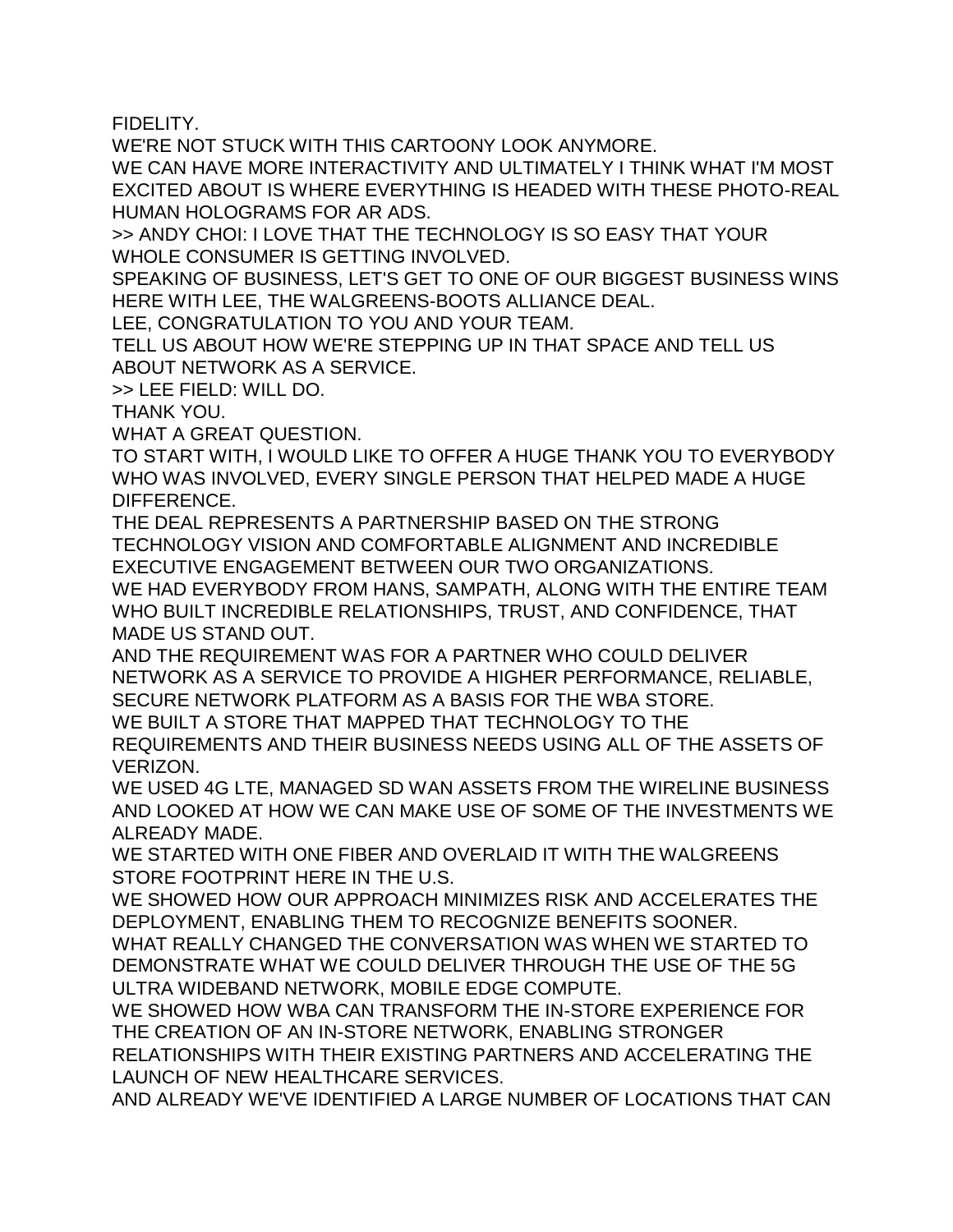FIDELITY.

WE'RE NOT STUCK WITH THIS CARTOONY LOOK ANYMORE.

WE CAN HAVE MORE INTERACTIVITY AND ULTIMATELY I THINK WHAT I'M MOST EXCITED ABOUT IS WHERE EVERYTHING IS HEADED WITH THESE PHOTO-REAL HUMAN HOLOGRAMS FOR AR ADS.

>> ANDY CHOI: I LOVE THAT THE TECHNOLOGY IS SO EASY THAT YOUR WHOLE CONSUMER IS GETTING INVOLVED.

SPEAKING OF BUSINESS, LET'S GET TO ONE OF OUR BIGGEST BUSINESS WINS HERE WITH LEE, THE WALGREENS-BOOTS ALLIANCE DEAL.

LEE, CONGRATULATION TO YOU AND YOUR TEAM.

TELL US ABOUT HOW WE'RE STEPPING UP IN THAT SPACE AND TELL US ABOUT NETWORK AS A SERVICE.

>> LEE FIELD: WILL DO.

THANK YOU.

WHAT A GREAT QUESTION.

TO START WITH, I WOULD LIKE TO OFFER A HUGE THANK YOU TO EVERYBODY WHO WAS INVOLVED, EVERY SINGLE PERSON THAT HELPED MADE A HUGE DIFFERENCE.

THE DEAL REPRESENTS A PARTNERSHIP BASED ON THE STRONG TECHNOLOGY VISION AND COMFORTABLE ALIGNMENT AND INCREDIBLE EXECUTIVE ENGAGEMENT BETWEEN OUR TWO ORGANIZATIONS.

WE HAD EVERYBODY FROM HANS, SAMPATH, ALONG WITH THE ENTIRE TEAM WHO BUILT INCREDIBLE RELATIONSHIPS, TRUST, AND CONFIDENCE, THAT MADE US STAND OUT.

AND THE REQUIREMENT WAS FOR A PARTNER WHO COULD DELIVER NETWORK AS A SERVICE TO PROVIDE A HIGHER PERFORMANCE, RELIABLE, SECURE NETWORK PLATFORM AS A BASIS FOR THE WBA STORE.

WE BUILT A STORE THAT MAPPED THAT TECHNOLOGY TO THE REQUIREMENTS AND THEIR BUSINESS NEEDS USING ALL OF THE ASSETS OF VERIZON.

WE USED 4G LTE, MANAGED SD WAN ASSETS FROM THE WIRELINE BUSINESS AND LOOKED AT HOW WE CAN MAKE USE OF SOME OF THE INVESTMENTS WE ALREADY MADE.

WE STARTED WITH ONE FIBER AND OVERLAID IT WITH THE WALGREENS STORE FOOTPRINT HERE IN THE U.S.

WE SHOWED HOW OUR APPROACH MINIMIZES RISK AND ACCELERATES THE DEPLOYMENT, ENABLING THEM TO RECOGNIZE BENEFITS SOONER.

WHAT REALLY CHANGED THE CONVERSATION WAS WHEN WE STARTED TO DEMONSTRATE WHAT WE COULD DELIVER THROUGH THE USE OF THE 5G ULTRA WIDEBAND NETWORK, MOBILE EDGE COMPUTE.

WE SHOWED HOW WBA CAN TRANSFORM THE IN-STORE EXPERIENCE FOR THE CREATION OF AN IN-STORE NETWORK, ENABLING STRONGER RELATIONSHIPS WITH THEIR EXISTING PARTNERS AND ACCELERATING THE LAUNCH OF NEW HEALTHCARE SERVICES.

AND ALREADY WE'VE IDENTIFIED A LARGE NUMBER OF LOCATIONS THAT CAN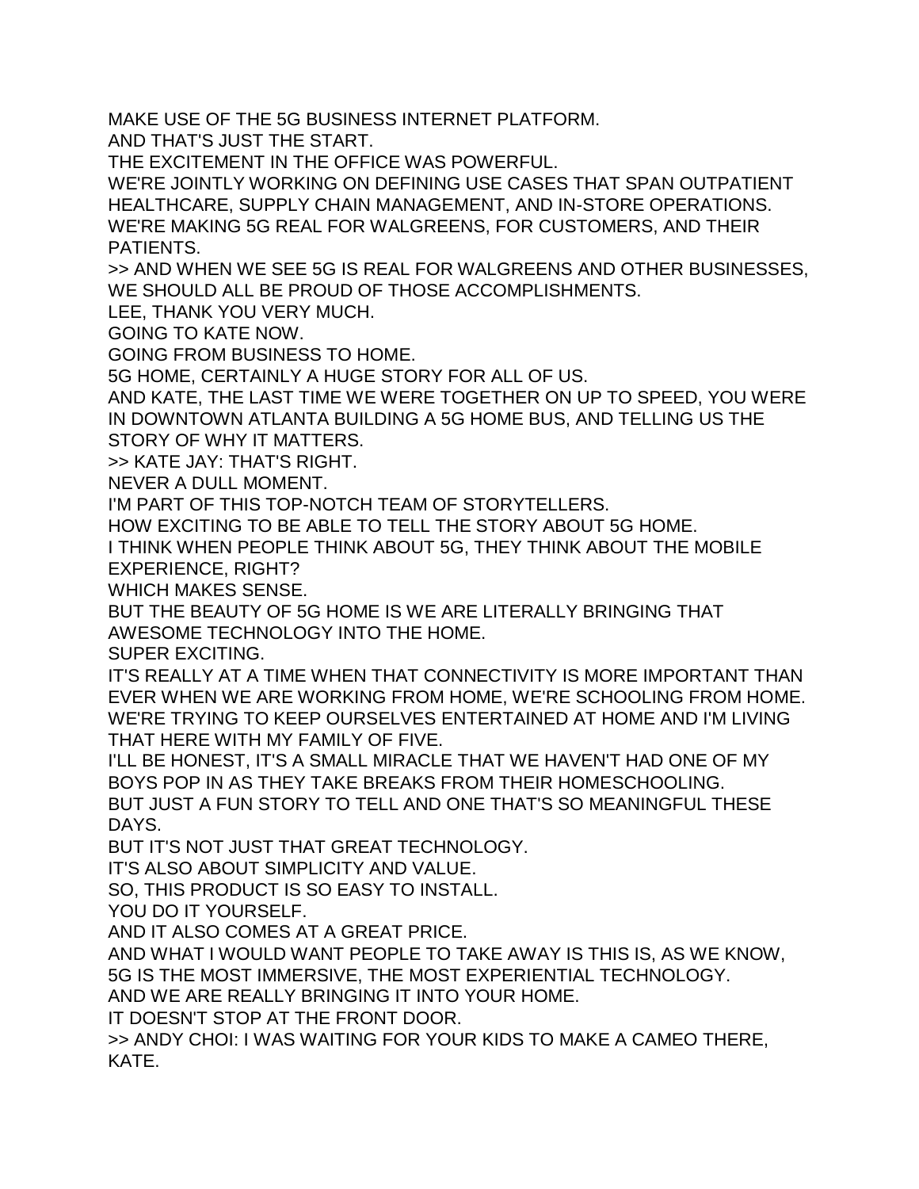MAKE USE OF THE 5G BUSINESS INTERNET PLATFORM.
AND THAT'S JUST THE START.
THE EXCITEMENT IN THE OFFICE WAS POWERFUL.
WE'RE JOINTLY WORKING ON DEFINING USE CASES THAT SPAN OUTPATIENT HEALTHCARE, SUPPLY CHAIN MANAGEMENT, AND IN-STORE OPERATIONS.
WE'RE MAKING 5G REAL FOR WALGREENS, FOR CUSTOMERS, AND THEIR PATIENTS.
>> AND WHEN WE SEE 5G IS REAL FOR WALGREENS AND OTHER BUSINESSES, WE SHOULD ALL BE PROUD OF THOSE ACCOMPLISHMENTS.
LEE, THANK YOU VERY MUCH.
GOING TO KATE NOW.
GOING FROM BUSINESS TO HOME.
5G HOME, CERTAINLY A HUGE STORY FOR ALL OF US.
AND KATE, THE LAST TIME WE WERE TOGETHER ON UP TO SPEED, YOU WERE IN DOWNTOWN ATLANTA BUILDING A 5G HOME BUS, AND TELLING US THE STORY OF WHY IT MATTERS.
>> KATE JAY: THAT'S RIGHT.
NEVER A DULL MOMENT.
I'M PART OF THIS TOP-NOTCH TEAM OF STORYTELLERS.
HOW EXCITING TO BE ABLE TO TELL THE STORY ABOUT 5G HOME.
I THINK WHEN PEOPLE THINK ABOUT 5G, THEY THINK ABOUT THE MOBILE EXPERIENCE, RIGHT?
WHICH MAKES SENSE.
BUT THE BEAUTY OF 5G HOME IS WE ARE LITERALLY BRINGING THAT AWESOME TECHNOLOGY INTO THE HOME.
SUPER EXCITING.
IT'S REALLY AT A TIME WHEN THAT CONNECTIVITY IS MORE IMPORTANT THAN EVER WHEN WE ARE WORKING FROM HOME, WE'RE SCHOOLING FROM HOME.
WE'RE TRYING TO KEEP OURSELVES ENTERTAINED AT HOME AND I'M LIVING THAT HERE WITH MY FAMILY OF FIVE.
I'LL BE HONEST, IT'S A SMALL MIRACLE THAT WE HAVEN'T HAD ONE OF MY BOYS POP IN AS THEY TAKE BREAKS FROM THEIR HOMESCHOOLING.
BUT JUST A FUN STORY TO TELL AND ONE THAT'S SO MEANINGFUL THESE DAYS.
BUT IT'S NOT JUST THAT GREAT TECHNOLOGY.
IT'S ALSO ABOUT SIMPLICITY AND VALUE.
SO, THIS PRODUCT IS SO EASY TO INSTALL.
YOU DO IT YOURSELF.
AND IT ALSO COMES AT A GREAT PRICE.
AND WHAT I WOULD WANT PEOPLE TO TAKE AWAY IS THIS IS, AS WE KNOW, 5G IS THE MOST IMMERSIVE, THE MOST EXPERIENTIAL TECHNOLOGY.
AND WE ARE REALLY BRINGING IT INTO YOUR HOME.
IT DOESN'T STOP AT THE FRONT DOOR.
>> ANDY CHOI: I WAS WAITING FOR YOUR KIDS TO MAKE A CAMEO THERE, KATE.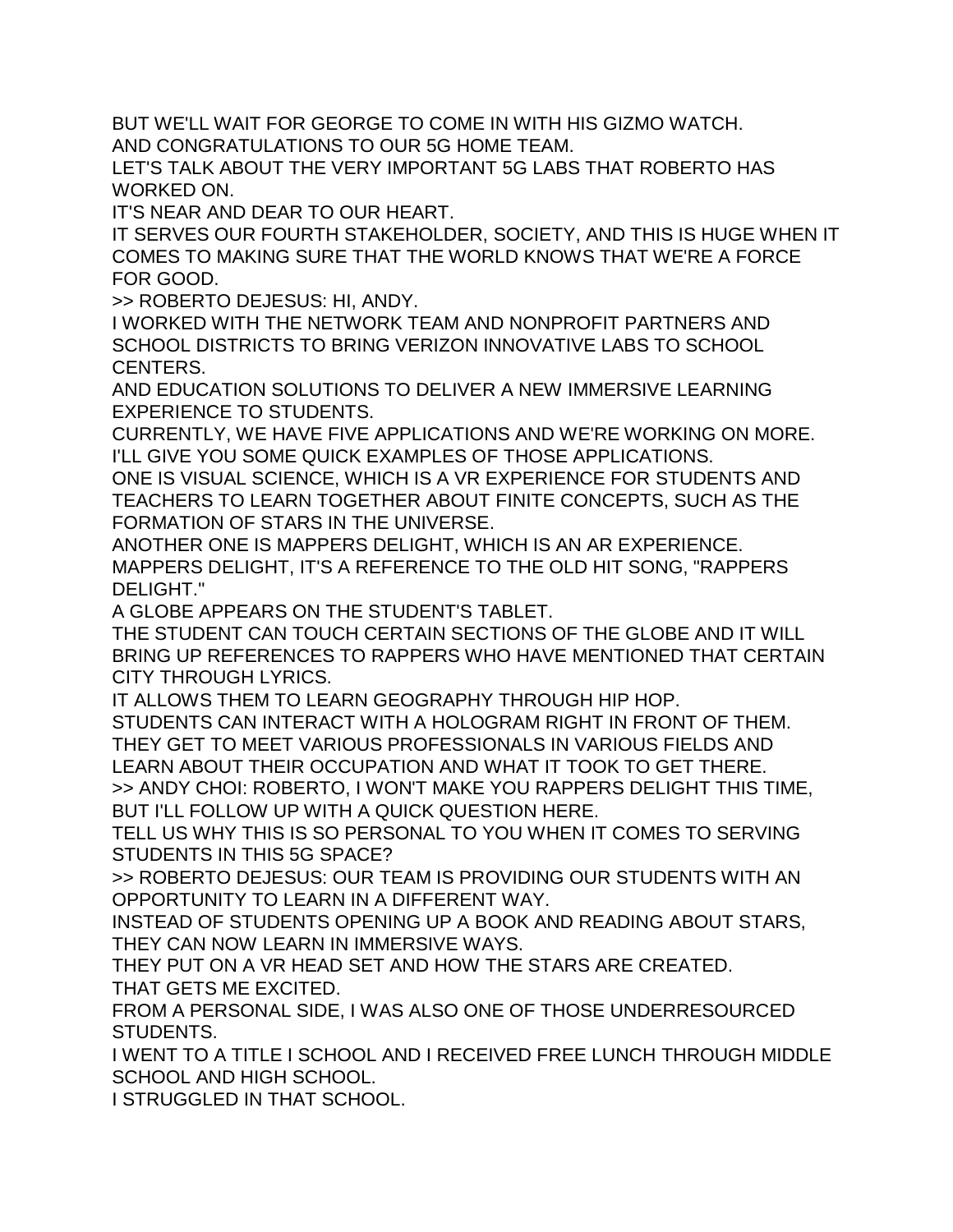BUT WE'LL WAIT FOR GEORGE TO COME IN WITH HIS GIZMO WATCH.
AND CONGRATULATIONS TO OUR 5G HOME TEAM.
LET'S TALK ABOUT THE VERY IMPORTANT 5G LABS THAT ROBERTO HAS WORKED ON.
IT'S NEAR AND DEAR TO OUR HEART.
IT SERVES OUR FOURTH STAKEHOLDER, SOCIETY, AND THIS IS HUGE WHEN IT COMES TO MAKING SURE THAT THE WORLD KNOWS THAT WE'RE A FORCE FOR GOOD.
>> ROBERTO DEJESUS: HI, ANDY.
I WORKED WITH THE NETWORK TEAM AND NONPROFIT PARTNERS AND SCHOOL DISTRICTS TO BRING VERIZON INNOVATIVE LABS TO SCHOOL CENTERS.
AND EDUCATION SOLUTIONS TO DELIVER A NEW IMMERSIVE LEARNING EXPERIENCE TO STUDENTS.
CURRENTLY, WE HAVE FIVE APPLICATIONS AND WE'RE WORKING ON MORE.
I'LL GIVE YOU SOME QUICK EXAMPLES OF THOSE APPLICATIONS.
ONE IS VISUAL SCIENCE, WHICH IS A VR EXPERIENCE FOR STUDENTS AND TEACHERS TO LEARN TOGETHER ABOUT FINITE CONCEPTS, SUCH AS THE FORMATION OF STARS IN THE UNIVERSE.
ANOTHER ONE IS MAPPERS DELIGHT, WHICH IS AN AR EXPERIENCE.
MAPPERS DELIGHT, IT'S A REFERENCE TO THE OLD HIT SONG, "RAPPERS DELIGHT."
A GLOBE APPEARS ON THE STUDENT'S TABLET.
THE STUDENT CAN TOUCH CERTAIN SECTIONS OF THE GLOBE AND IT WILL BRING UP REFERENCES TO RAPPERS WHO HAVE MENTIONED THAT CERTAIN CITY THROUGH LYRICS.
IT ALLOWS THEM TO LEARN GEOGRAPHY THROUGH HIP HOP.
STUDENTS CAN INTERACT WITH A HOLOGRAM RIGHT IN FRONT OF THEM.
THEY GET TO MEET VARIOUS PROFESSIONALS IN VARIOUS FIELDS AND LEARN ABOUT THEIR OCCUPATION AND WHAT IT TOOK TO GET THERE.
>> ANDY CHOI: ROBERTO, I WON'T MAKE YOU RAPPERS DELIGHT THIS TIME, BUT I'LL FOLLOW UP WITH A QUICK QUESTION HERE.
TELL US WHY THIS IS SO PERSONAL TO YOU WHEN IT COMES TO SERVING STUDENTS IN THIS 5G SPACE?
>> ROBERTO DEJESUS: OUR TEAM IS PROVIDING OUR STUDENTS WITH AN OPPORTUNITY TO LEARN IN A DIFFERENT WAY.
INSTEAD OF STUDENTS OPENING UP A BOOK AND READING ABOUT STARS, THEY CAN NOW LEARN IN IMMERSIVE WAYS.
THEY PUT ON A VR HEAD SET AND HOW THE STARS ARE CREATED.
THAT GETS ME EXCITED.
FROM A PERSONAL SIDE, I WAS ALSO ONE OF THOSE UNDERRESOURCED STUDENTS.
I WENT TO A TITLE I SCHOOL AND I RECEIVED FREE LUNCH THROUGH MIDDLE SCHOOL AND HIGH SCHOOL.
I STRUGGLED IN THAT SCHOOL.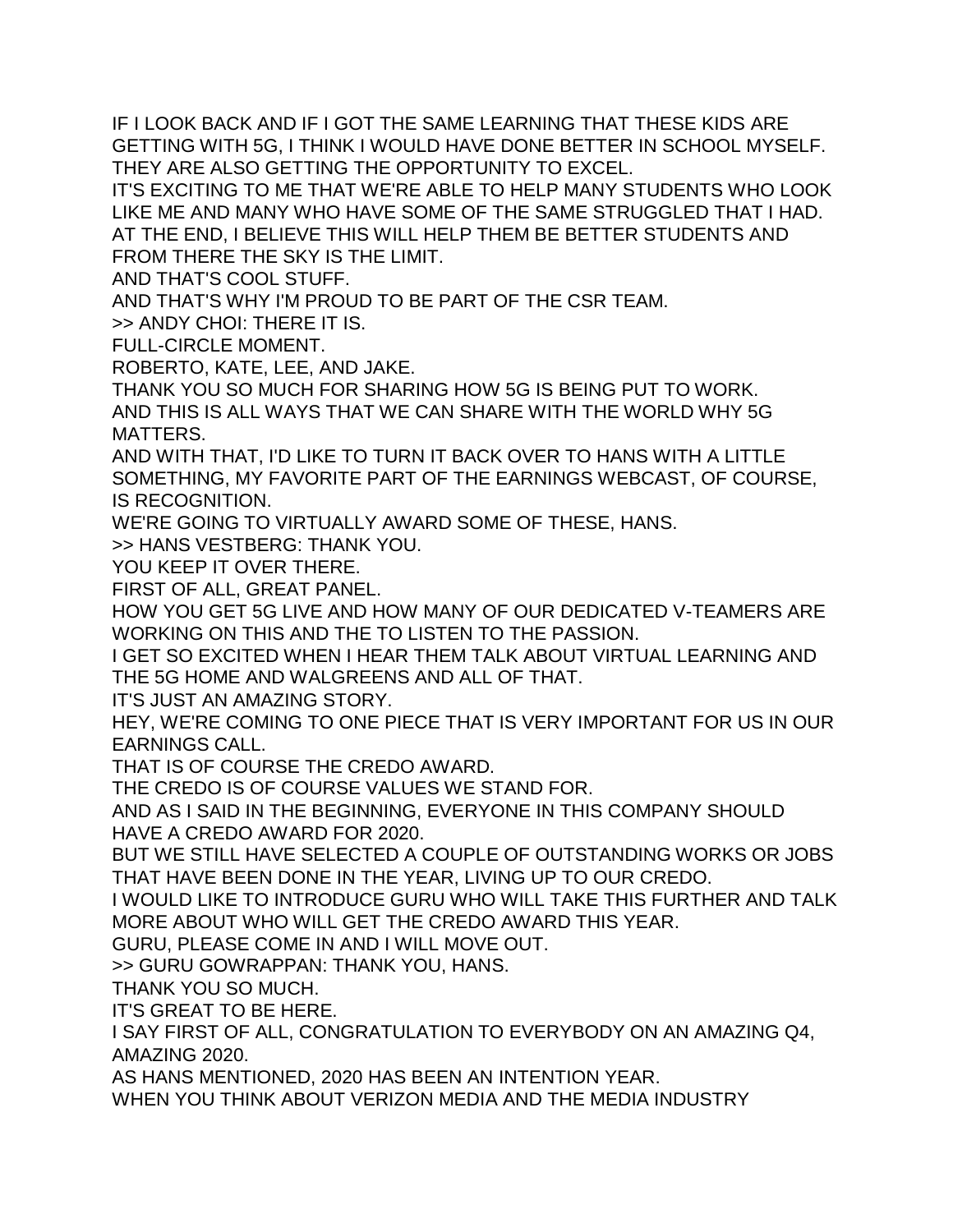IF I LOOK BACK AND IF I GOT THE SAME LEARNING THAT THESE KIDS ARE GETTING WITH 5G, I THINK I WOULD HAVE DONE BETTER IN SCHOOL MYSELF.
THEY ARE ALSO GETTING THE OPPORTUNITY TO EXCEL.
IT'S EXCITING TO ME THAT WE'RE ABLE TO HELP MANY STUDENTS WHO LOOK LIKE ME AND MANY WHO HAVE SOME OF THE SAME STRUGGLED THAT I HAD.
AT THE END, I BELIEVE THIS WILL HELP THEM BE BETTER STUDENTS AND FROM THERE THE SKY IS THE LIMIT.
AND THAT'S COOL STUFF.
AND THAT'S WHY I'M PROUD TO BE PART OF THE CSR TEAM.
>> ANDY CHOI: THERE IT IS.
FULL-CIRCLE MOMENT.
ROBERTO, KATE, LEE, AND JAKE.
THANK YOU SO MUCH FOR SHARING HOW 5G IS BEING PUT TO WORK.
AND THIS IS ALL WAYS THAT WE CAN SHARE WITH THE WORLD WHY 5G MATTERS.
AND WITH THAT, I'D LIKE TO TURN IT BACK OVER TO HANS WITH A LITTLE SOMETHING, MY FAVORITE PART OF THE EARNINGS WEBCAST, OF COURSE, IS RECOGNITION.
WE'RE GOING TO VIRTUALLY AWARD SOME OF THESE, HANS.
>> HANS VESTBERG: THANK YOU.
YOU KEEP IT OVER THERE.
FIRST OF ALL, GREAT PANEL.
HOW YOU GET 5G LIVE AND HOW MANY OF OUR DEDICATED V-TEAMERS ARE WORKING ON THIS AND THE TO LISTEN TO THE PASSION.
I GET SO EXCITED WHEN I HEAR THEM TALK ABOUT VIRTUAL LEARNING AND THE 5G HOME AND WALGREENS AND ALL OF THAT.
IT'S JUST AN AMAZING STORY.
HEY, WE'RE COMING TO ONE PIECE THAT IS VERY IMPORTANT FOR US IN OUR EARNINGS CALL.
THAT IS OF COURSE THE CREDO AWARD.
THE CREDO IS OF COURSE VALUES WE STAND FOR.
AND AS I SAID IN THE BEGINNING, EVERYONE IN THIS COMPANY SHOULD HAVE A CREDO AWARD FOR 2020.
BUT WE STILL HAVE SELECTED A COUPLE OF OUTSTANDING WORKS OR JOBS THAT HAVE BEEN DONE IN THE YEAR, LIVING UP TO OUR CREDO.
I WOULD LIKE TO INTRODUCE GURU WHO WILL TAKE THIS FURTHER AND TALK MORE ABOUT WHO WILL GET THE CREDO AWARD THIS YEAR.
GURU, PLEASE COME IN AND I WILL MOVE OUT.
>> GURU GOWRAPPAN: THANK YOU, HANS.
THANK YOU SO MUCH.
IT'S GREAT TO BE HERE.
I SAY FIRST OF ALL, CONGRATULATION TO EVERYBODY ON AN AMAZING Q4, AMAZING 2020.
AS HANS MENTIONED, 2020 HAS BEEN AN INTENTION YEAR.
WHEN YOU THINK ABOUT VERIZON MEDIA AND THE MEDIA INDUSTRY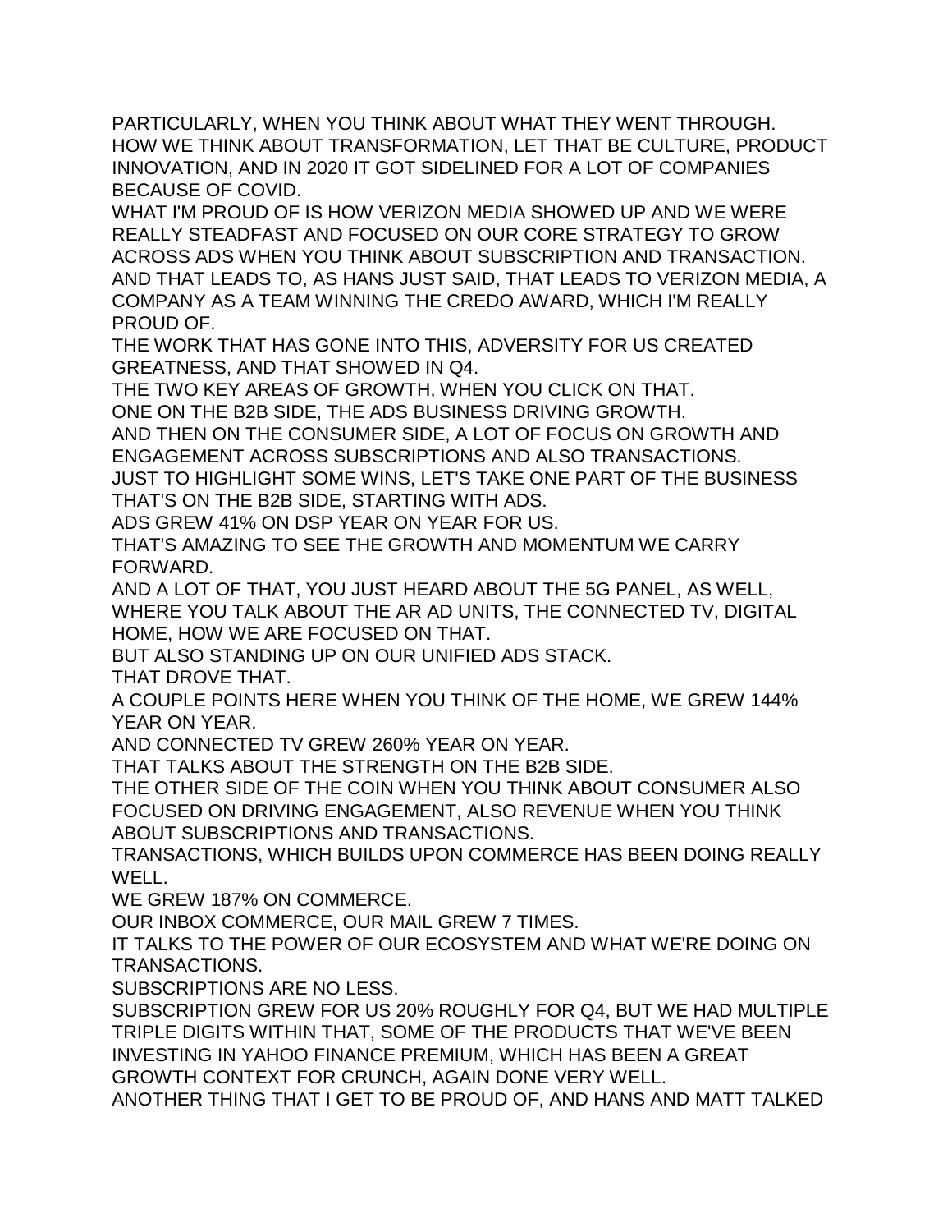PARTICULARLY, WHEN YOU THINK ABOUT WHAT THEY WENT THROUGH.
HOW WE THINK ABOUT TRANSFORMATION, LET THAT BE CULTURE, PRODUCT INNOVATION, AND IN 2020 IT GOT SIDELINED FOR A LOT OF COMPANIES BECAUSE OF COVID.
WHAT I'M PROUD OF IS HOW VERIZON MEDIA SHOWED UP AND WE WERE REALLY STEADFAST AND FOCUSED ON OUR CORE STRATEGY TO GROW ACROSS ADS WHEN YOU THINK ABOUT SUBSCRIPTION AND TRANSACTION.
AND THAT LEADS TO, AS HANS JUST SAID, THAT LEADS TO VERIZON MEDIA, A COMPANY AS A TEAM WINNING THE CREDO AWARD, WHICH I'M REALLY PROUD OF.
THE WORK THAT HAS GONE INTO THIS, ADVERSITY FOR US CREATED GREATNESS, AND THAT SHOWED IN Q4.
THE TWO KEY AREAS OF GROWTH, WHEN YOU CLICK ON THAT.
ONE ON THE B2B SIDE, THE ADS BUSINESS DRIVING GROWTH.
AND THEN ON THE CONSUMER SIDE, A LOT OF FOCUS ON GROWTH AND ENGAGEMENT ACROSS SUBSCRIPTIONS AND ALSO TRANSACTIONS.
JUST TO HIGHLIGHT SOME WINS, LET'S TAKE ONE PART OF THE BUSINESS THAT'S ON THE B2B SIDE, STARTING WITH ADS.
ADS GREW 41% ON DSP YEAR ON YEAR FOR US.
THAT'S AMAZING TO SEE THE GROWTH AND MOMENTUM WE CARRY FORWARD.
AND A LOT OF THAT, YOU JUST HEARD ABOUT THE 5G PANEL, AS WELL, WHERE YOU TALK ABOUT THE AR AD UNITS, THE CONNECTED TV, DIGITAL HOME, HOW WE ARE FOCUSED ON THAT.
BUT ALSO STANDING UP ON OUR UNIFIED ADS STACK.
THAT DROVE THAT.
A COUPLE POINTS HERE WHEN YOU THINK OF THE HOME, WE GREW 144% YEAR ON YEAR.
AND CONNECTED TV GREW 260% YEAR ON YEAR.
THAT TALKS ABOUT THE STRENGTH ON THE B2B SIDE.
THE OTHER SIDE OF THE COIN WHEN YOU THINK ABOUT CONSUMER ALSO FOCUSED ON DRIVING ENGAGEMENT, ALSO REVENUE WHEN YOU THINK ABOUT SUBSCRIPTIONS AND TRANSACTIONS.
TRANSACTIONS, WHICH BUILDS UPON COMMERCE HAS BEEN DOING REALLY WELL.
WE GREW 187% ON COMMERCE.
OUR INBOX COMMERCE, OUR MAIL GREW 7 TIMES.
IT TALKS TO THE POWER OF OUR ECOSYSTEM AND WHAT WE'RE DOING ON TRANSACTIONS.
SUBSCRIPTIONS ARE NO LESS.
SUBSCRIPTION GREW FOR US 20% ROUGHLY FOR Q4, BUT WE HAD MULTIPLE TRIPLE DIGITS WITHIN THAT, SOME OF THE PRODUCTS THAT WE'VE BEEN INVESTING IN YAHOO FINANCE PREMIUM, WHICH HAS BEEN A GREAT GROWTH CONTEXT FOR CRUNCH, AGAIN DONE VERY WELL.
ANOTHER THING THAT I GET TO BE PROUD OF, AND HANS AND MATT TALKED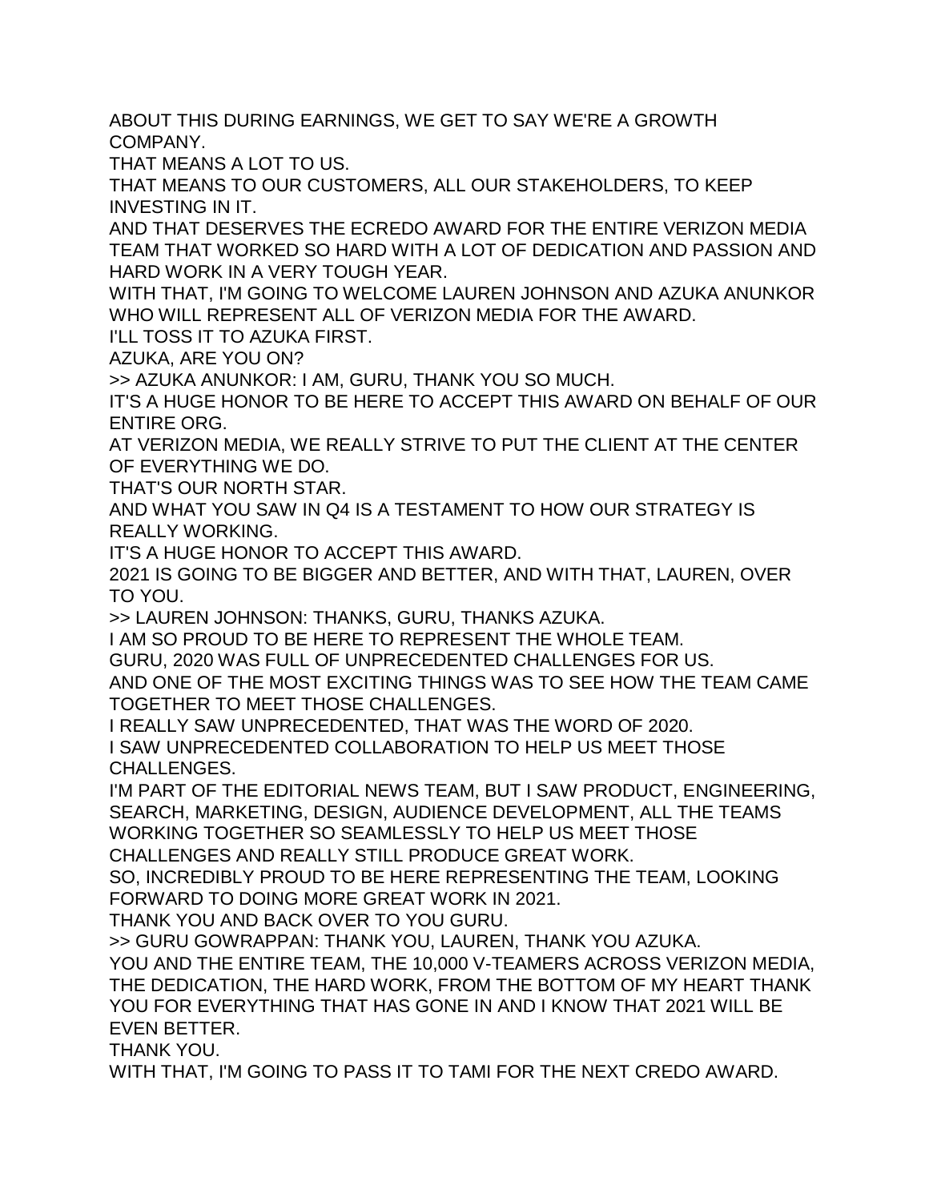ABOUT THIS DURING EARNINGS, WE GET TO SAY WE'RE A GROWTH COMPANY.

THAT MEANS A LOT TO US.

THAT MEANS TO OUR CUSTOMERS, ALL OUR STAKEHOLDERS, TO KEEP INVESTING IN IT.

AND THAT DESERVES THE ECREDO AWARD FOR THE ENTIRE VERIZON MEDIA TEAM THAT WORKED SO HARD WITH A LOT OF DEDICATION AND PASSION AND HARD WORK IN A VERY TOUGH YEAR.

WITH THAT, I'M GOING TO WELCOME LAUREN JOHNSON AND AZUKA ANUNKOR WHO WILL REPRESENT ALL OF VERIZON MEDIA FOR THE AWARD.

I'LL TOSS IT TO AZUKA FIRST.

AZUKA, ARE YOU ON?

>> AZUKA ANUNKOR: I AM, GURU, THANK YOU SO MUCH.

IT'S A HUGE HONOR TO BE HERE TO ACCEPT THIS AWARD ON BEHALF OF OUR ENTIRE ORG.

AT VERIZON MEDIA, WE REALLY STRIVE TO PUT THE CLIENT AT THE CENTER OF EVERYTHING WE DO.

THAT'S OUR NORTH STAR.

AND WHAT YOU SAW IN Q4 IS A TESTAMENT TO HOW OUR STRATEGY IS REALLY WORKING.

IT'S A HUGE HONOR TO ACCEPT THIS AWARD.

2021 IS GOING TO BE BIGGER AND BETTER, AND WITH THAT, LAUREN, OVER TO YOU.

>> LAUREN JOHNSON: THANKS, GURU, THANKS AZUKA.

I AM SO PROUD TO BE HERE TO REPRESENT THE WHOLE TEAM.

GURU, 2020 WAS FULL OF UNPRECEDENTED CHALLENGES FOR US.

AND ONE OF THE MOST EXCITING THINGS WAS TO SEE HOW THE TEAM CAME TOGETHER TO MEET THOSE CHALLENGES.

I REALLY SAW UNPRECEDENTED, THAT WAS THE WORD OF 2020.

I SAW UNPRECEDENTED COLLABORATION TO HELP US MEET THOSE CHALLENGES.

I'M PART OF THE EDITORIAL NEWS TEAM, BUT I SAW PRODUCT, ENGINEERING, SEARCH, MARKETING, DESIGN, AUDIENCE DEVELOPMENT, ALL THE TEAMS WORKING TOGETHER SO SEAMLESSLY TO HELP US MEET THOSE CHALLENGES AND REALLY STILL PRODUCE GREAT WORK.

SO, INCREDIBLY PROUD TO BE HERE REPRESENTING THE TEAM, LOOKING FORWARD TO DOING MORE GREAT WORK IN 2021.

THANK YOU AND BACK OVER TO YOU GURU.

>> GURU GOWRAPPAN: THANK YOU, LAUREN, THANK YOU AZUKA.

YOU AND THE ENTIRE TEAM, THE 10,000 V-TEAMERS ACROSS VERIZON MEDIA, THE DEDICATION, THE HARD WORK, FROM THE BOTTOM OF MY HEART THANK YOU FOR EVERYTHING THAT HAS GONE IN AND I KNOW THAT 2021 WILL BE EVEN BETTER.

THANK YOU.

WITH THAT, I'M GOING TO PASS IT TO TAMI FOR THE NEXT CREDO AWARD.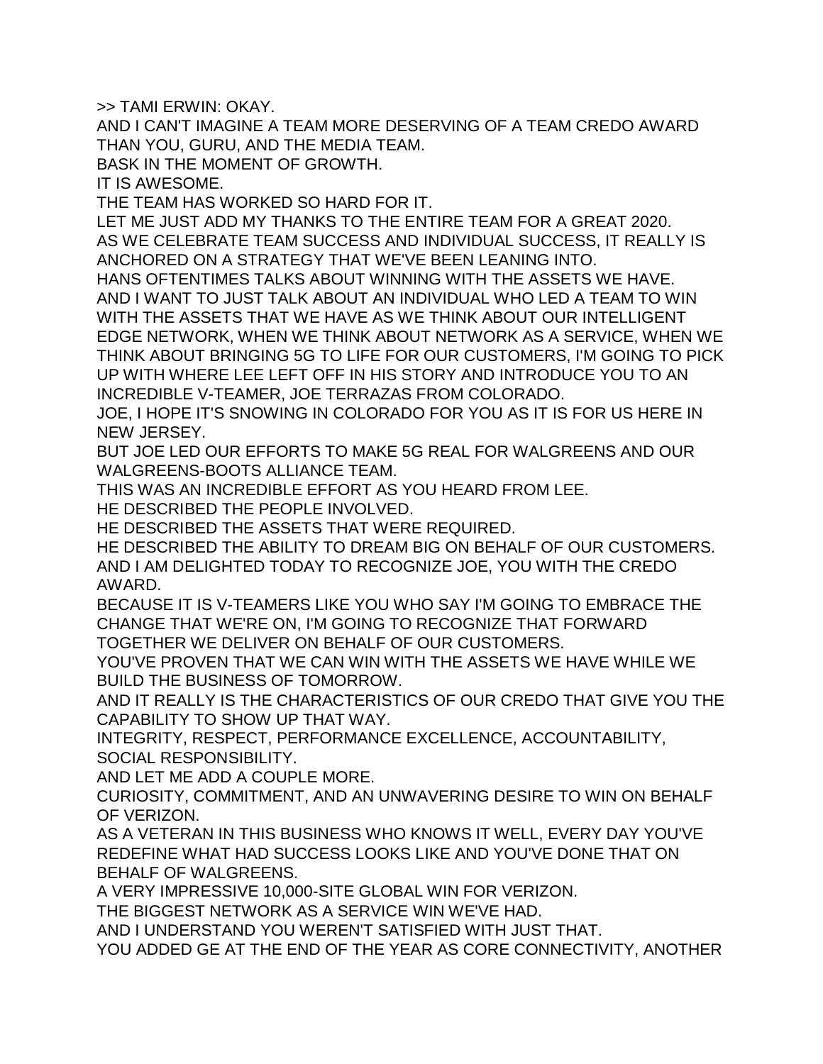>> TAMI ERWIN: OKAY.

AND I CAN'T IMAGINE A TEAM MORE DESERVING OF A TEAM CREDO AWARD THAN YOU, GURU, AND THE MEDIA TEAM.

BASK IN THE MOMENT OF GROWTH.

IT IS AWESOME.

THE TEAM HAS WORKED SO HARD FOR IT.

LET ME JUST ADD MY THANKS TO THE ENTIRE TEAM FOR A GREAT 2020.

AS WE CELEBRATE TEAM SUCCESS AND INDIVIDUAL SUCCESS, IT REALLY IS ANCHORED ON A STRATEGY THAT WE'VE BEEN LEANING INTO.

HANS OFTENTIMES TALKS ABOUT WINNING WITH THE ASSETS WE HAVE.

AND I WANT TO JUST TALK ABOUT AN INDIVIDUAL WHO LED A TEAM TO WIN WITH THE ASSETS THAT WE HAVE AS WE THINK ABOUT OUR INTELLIGENT EDGE NETWORK, WHEN WE THINK ABOUT NETWORK AS A SERVICE, WHEN WE THINK ABOUT BRINGING 5G TO LIFE FOR OUR CUSTOMERS, I'M GOING TO PICK UP WITH WHERE LEE LEFT OFF IN HIS STORY AND INTRODUCE YOU TO AN INCREDIBLE V-TEAMER, JOE TERRAZAS FROM COLORADO.

JOE, I HOPE IT'S SNOWING IN COLORADO FOR YOU AS IT IS FOR US HERE IN NEW JERSEY.

BUT JOE LED OUR EFFORTS TO MAKE 5G REAL FOR WALGREENS AND OUR WALGREENS-BOOTS ALLIANCE TEAM.

THIS WAS AN INCREDIBLE EFFORT AS YOU HEARD FROM LEE.

HE DESCRIBED THE PEOPLE INVOLVED.

HE DESCRIBED THE ASSETS THAT WERE REQUIRED.

HE DESCRIBED THE ABILITY TO DREAM BIG ON BEHALF OF OUR CUSTOMERS.

AND I AM DELIGHTED TODAY TO RECOGNIZE JOE, YOU WITH THE CREDO AWARD.

BECAUSE IT IS V-TEAMERS LIKE YOU WHO SAY I'M GOING TO EMBRACE THE CHANGE THAT WE'RE ON, I'M GOING TO RECOGNIZE THAT FORWARD TOGETHER WE DELIVER ON BEHALF OF OUR CUSTOMERS.

YOU'VE PROVEN THAT WE CAN WIN WITH THE ASSETS WE HAVE WHILE WE BUILD THE BUSINESS OF TOMORROW.

AND IT REALLY IS THE CHARACTERISTICS OF OUR CREDO THAT GIVE YOU THE CAPABILITY TO SHOW UP THAT WAY.

INTEGRITY, RESPECT, PERFORMANCE EXCELLENCE, ACCOUNTABILITY, SOCIAL RESPONSIBILITY.

AND LET ME ADD A COUPLE MORE.

CURIOSITY, COMMITMENT, AND AN UNWAVERING DESIRE TO WIN ON BEHALF OF VERIZON.

AS A VETERAN IN THIS BUSINESS WHO KNOWS IT WELL, EVERY DAY YOU'VE REDEFINE WHAT HAD SUCCESS LOOKS LIKE AND YOU'VE DONE THAT ON BEHALF OF WALGREENS.

A VERY IMPRESSIVE 10,000-SITE GLOBAL WIN FOR VERIZON.

THE BIGGEST NETWORK AS A SERVICE WIN WE'VE HAD.

AND I UNDERSTAND YOU WEREN'T SATISFIED WITH JUST THAT.

YOU ADDED GE AT THE END OF THE YEAR AS CORE CONNECTIVITY, ANOTHER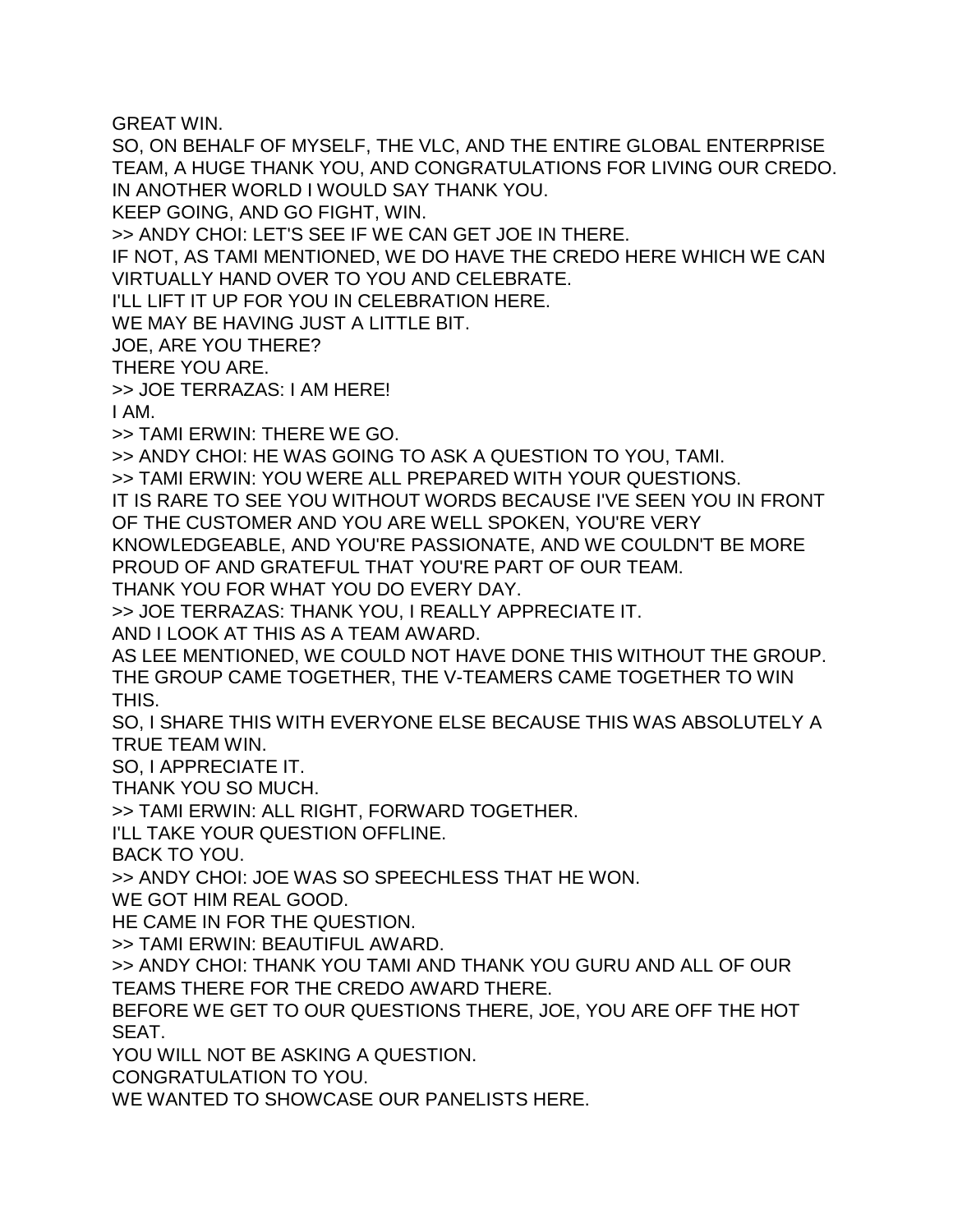GREAT WIN.
SO, ON BEHALF OF MYSELF, THE VLC, AND THE ENTIRE GLOBAL ENTERPRISE TEAM, A HUGE THANK YOU, AND CONGRATULATIONS FOR LIVING OUR CREDO.
IN ANOTHER WORLD I WOULD SAY THANK YOU.
KEEP GOING, AND GO FIGHT, WIN.
>> ANDY CHOI: LET'S SEE IF WE CAN GET JOE IN THERE.
IF NOT, AS TAMI MENTIONED, WE DO HAVE THE CREDO HERE WHICH WE CAN VIRTUALLY HAND OVER TO YOU AND CELEBRATE.
I'LL LIFT IT UP FOR YOU IN CELEBRATION HERE.
WE MAY BE HAVING JUST A LITTLE BIT.
JOE, ARE YOU THERE?
THERE YOU ARE.
>> JOE TERRAZAS: I AM HERE!
I AM.
>> TAMI ERWIN: THERE WE GO.
>> ANDY CHOI: HE WAS GOING TO ASK A QUESTION TO YOU, TAMI.
>> TAMI ERWIN: YOU WERE ALL PREPARED WITH YOUR QUESTIONS.
IT IS RARE TO SEE YOU WITHOUT WORDS BECAUSE I'VE SEEN YOU IN FRONT OF THE CUSTOMER AND YOU ARE WELL SPOKEN, YOU'RE VERY KNOWLEDGEABLE, AND YOU'RE PASSIONATE, AND WE COULDN'T BE MORE PROUD OF AND GRATEFUL THAT YOU'RE PART OF OUR TEAM.
THANK YOU FOR WHAT YOU DO EVERY DAY.
>> JOE TERRAZAS: THANK YOU, I REALLY APPRECIATE IT.
AND I LOOK AT THIS AS A TEAM AWARD.
AS LEE MENTIONED, WE COULD NOT HAVE DONE THIS WITHOUT THE GROUP.
THE GROUP CAME TOGETHER, THE V-TEAMERS CAME TOGETHER TO WIN THIS.
SO, I SHARE THIS WITH EVERYONE ELSE BECAUSE THIS WAS ABSOLUTELY A TRUE TEAM WIN.
SO, I APPRECIATE IT.
THANK YOU SO MUCH.
>> TAMI ERWIN: ALL RIGHT, FORWARD TOGETHER.
I'LL TAKE YOUR QUESTION OFFLINE.
BACK TO YOU.
>> ANDY CHOI: JOE WAS SO SPEECHLESS THAT HE WON.
WE GOT HIM REAL GOOD.
HE CAME IN FOR THE QUESTION.
>> TAMI ERWIN: BEAUTIFUL AWARD.
>> ANDY CHOI: THANK YOU TAMI AND THANK YOU GURU AND ALL OF OUR TEAMS THERE FOR THE CREDO AWARD THERE.
BEFORE WE GET TO OUR QUESTIONS THERE, JOE, YOU ARE OFF THE HOT SEAT.
YOU WILL NOT BE ASKING A QUESTION.
CONGRATULATION TO YOU.
WE WANTED TO SHOWCASE OUR PANELISTS HERE.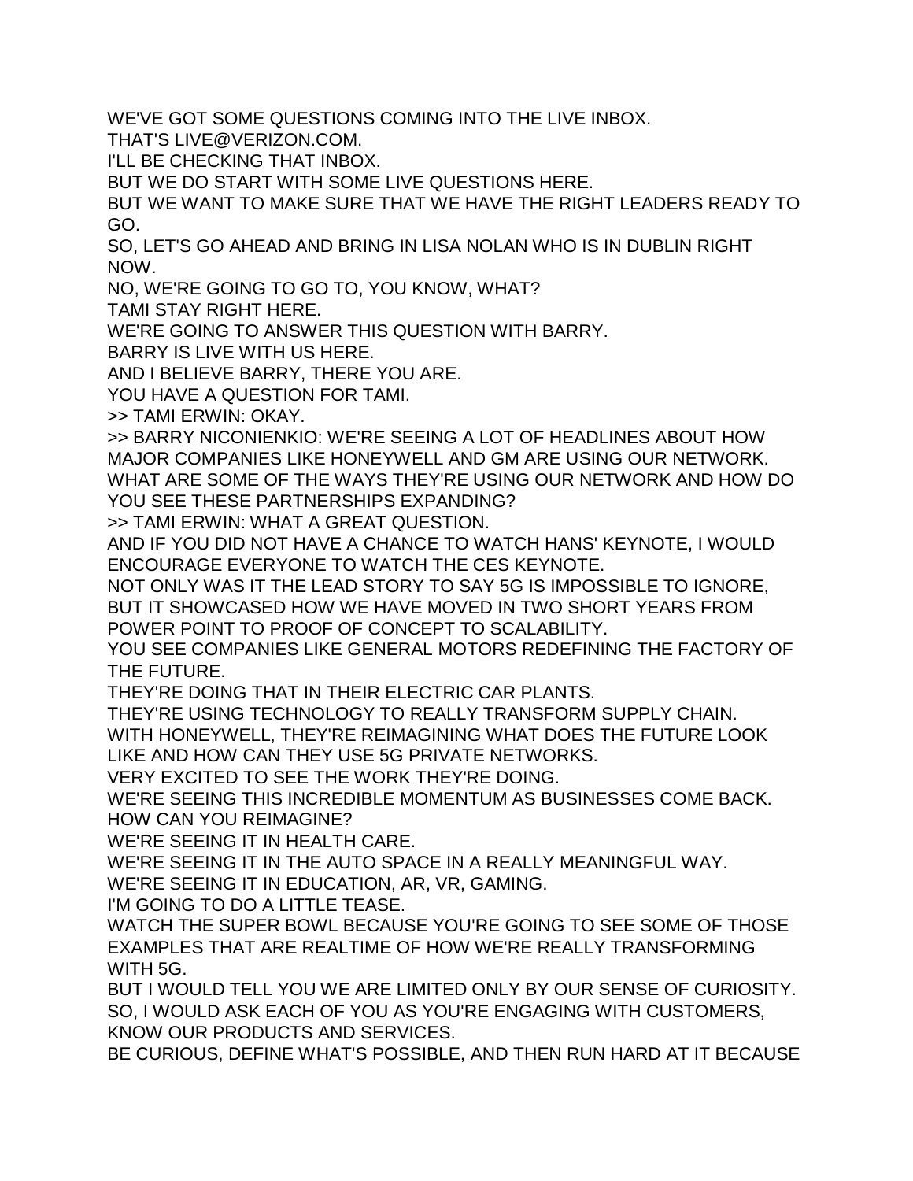WE'VE GOT SOME QUESTIONS COMING INTO THE LIVE INBOX.
THAT'S LIVE@VERIZON.COM.
I'LL BE CHECKING THAT INBOX.
BUT WE DO START WITH SOME LIVE QUESTIONS HERE.
BUT WE WANT TO MAKE SURE THAT WE HAVE THE RIGHT LEADERS READY TO GO.
SO, LET'S GO AHEAD AND BRING IN LISA NOLAN WHO IS IN DUBLIN RIGHT NOW.
NO, WE'RE GOING TO GO TO, YOU KNOW, WHAT?
TAMI STAY RIGHT HERE.
WE'RE GOING TO ANSWER THIS QUESTION WITH BARRY.
BARRY IS LIVE WITH US HERE.
AND I BELIEVE BARRY, THERE YOU ARE.
YOU HAVE A QUESTION FOR TAMI.
>> TAMI ERWIN: OKAY.
>> BARRY NICONIENKIO: WE'RE SEEING A LOT OF HEADLINES ABOUT HOW MAJOR COMPANIES LIKE HONEYWELL AND GM ARE USING OUR NETWORK.
WHAT ARE SOME OF THE WAYS THEY'RE USING OUR NETWORK AND HOW DO YOU SEE THESE PARTNERSHIPS EXPANDING?
>> TAMI ERWIN: WHAT A GREAT QUESTION.
AND IF YOU DID NOT HAVE A CHANCE TO WATCH HANS' KEYNOTE, I WOULD ENCOURAGE EVERYONE TO WATCH THE CES KEYNOTE.
NOT ONLY WAS IT THE LEAD STORY TO SAY 5G IS IMPOSSIBLE TO IGNORE, BUT IT SHOWCASED HOW WE HAVE MOVED IN TWO SHORT YEARS FROM POWER POINT TO PROOF OF CONCEPT TO SCALABILITY.
YOU SEE COMPANIES LIKE GENERAL MOTORS REDEFINING THE FACTORY OF THE FUTURE.
THEY'RE DOING THAT IN THEIR ELECTRIC CAR PLANTS.
THEY'RE USING TECHNOLOGY TO REALLY TRANSFORM SUPPLY CHAIN.
WITH HONEYWELL, THEY'RE REIMAGINING WHAT DOES THE FUTURE LOOK LIKE AND HOW CAN THEY USE 5G PRIVATE NETWORKS.
VERY EXCITED TO SEE THE WORK THEY'RE DOING.
WE'RE SEEING THIS INCREDIBLE MOMENTUM AS BUSINESSES COME BACK.
HOW CAN YOU REIMAGINE?
WE'RE SEEING IT IN HEALTH CARE.
WE'RE SEEING IT IN THE AUTO SPACE IN A REALLY MEANINGFUL WAY.
WE'RE SEEING IT IN EDUCATION, AR, VR, GAMING.
I'M GOING TO DO A LITTLE TEASE.
WATCH THE SUPER BOWL BECAUSE YOU'RE GOING TO SEE SOME OF THOSE EXAMPLES THAT ARE REALTIME OF HOW WE'RE REALLY TRANSFORMING WITH 5G.
BUT I WOULD TELL YOU WE ARE LIMITED ONLY BY OUR SENSE OF CURIOSITY.
SO, I WOULD ASK EACH OF YOU AS YOU'RE ENGAGING WITH CUSTOMERS, KNOW OUR PRODUCTS AND SERVICES.
BE CURIOUS, DEFINE WHAT'S POSSIBLE, AND THEN RUN HARD AT IT BECAUSE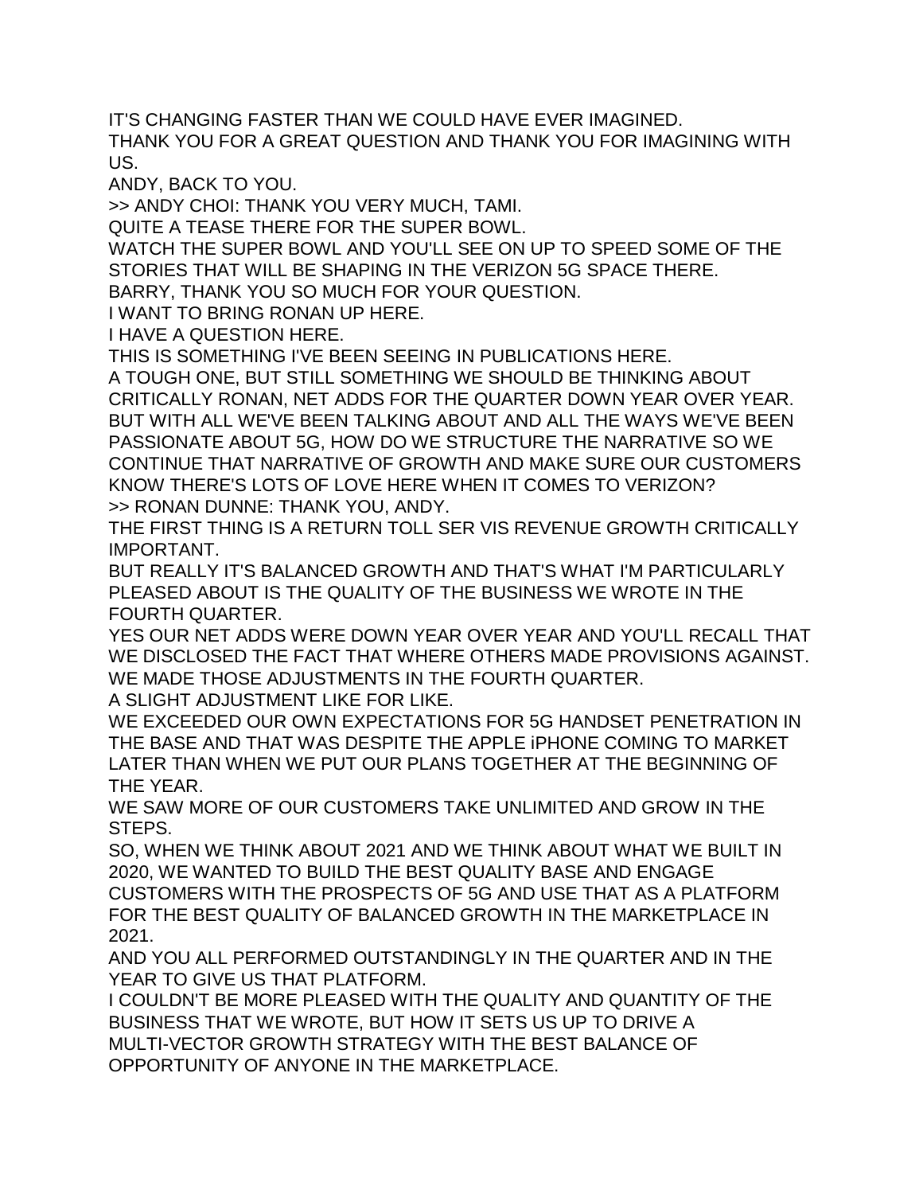IT'S CHANGING FASTER THAN WE COULD HAVE EVER IMAGINED.
THANK YOU FOR A GREAT QUESTION AND THANK YOU FOR IMAGINING WITH US.
ANDY, BACK TO YOU.
>> ANDY CHOI: THANK YOU VERY MUCH, TAMI.
QUITE A TEASE THERE FOR THE SUPER BOWL.
WATCH THE SUPER BOWL AND YOU'LL SEE ON UP TO SPEED SOME OF THE STORIES THAT WILL BE SHAPING IN THE VERIZON 5G SPACE THERE.
BARRY, THANK YOU SO MUCH FOR YOUR QUESTION.
I WANT TO BRING RONAN UP HERE.
I HAVE A QUESTION HERE.
THIS IS SOMETHING I'VE BEEN SEEING IN PUBLICATIONS HERE.
A TOUGH ONE, BUT STILL SOMETHING WE SHOULD BE THINKING ABOUT CRITICALLY RONAN, NET ADDS FOR THE QUARTER DOWN YEAR OVER YEAR.
BUT WITH ALL WE'VE BEEN TALKING ABOUT AND ALL THE WAYS WE'VE BEEN PASSIONATE ABOUT 5G, HOW DO WE STRUCTURE THE NARRATIVE SO WE CONTINUE THAT NARRATIVE OF GROWTH AND MAKE SURE OUR CUSTOMERS KNOW THERE'S LOTS OF LOVE HERE WHEN IT COMES TO VERIZON?
>> RONAN DUNNE: THANK YOU, ANDY.
THE FIRST THING IS A RETURN TOLL SER VIS REVENUE GROWTH CRITICALLY IMPORTANT.
BUT REALLY IT'S BALANCED GROWTH AND THAT'S WHAT I'M PARTICULARLY PLEASED ABOUT IS THE QUALITY OF THE BUSINESS WE WROTE IN THE FOURTH QUARTER.
YES OUR NET ADDS WERE DOWN YEAR OVER YEAR AND YOU'LL RECALL THAT WE DISCLOSED THE FACT THAT WHERE OTHERS MADE PROVISIONS AGAINST.
WE MADE THOSE ADJUSTMENTS IN THE FOURTH QUARTER.
A SLIGHT ADJUSTMENT LIKE FOR LIKE.
WE EXCEEDED OUR OWN EXPECTATIONS FOR 5G HANDSET PENETRATION IN THE BASE AND THAT WAS DESPITE THE APPLE iPHONE COMING TO MARKET LATER THAN WHEN WE PUT OUR PLANS TOGETHER AT THE BEGINNING OF THE YEAR.
WE SAW MORE OF OUR CUSTOMERS TAKE UNLIMITED AND GROW IN THE STEPS.
SO, WHEN WE THINK ABOUT 2021 AND WE THINK ABOUT WHAT WE BUILT IN 2020, WE WANTED TO BUILD THE BEST QUALITY BASE AND ENGAGE CUSTOMERS WITH THE PROSPECTS OF 5G AND USE THAT AS A PLATFORM FOR THE BEST QUALITY OF BALANCED GROWTH IN THE MARKETPLACE IN 2021.
AND YOU ALL PERFORMED OUTSTANDINGLY IN THE QUARTER AND IN THE YEAR TO GIVE US THAT PLATFORM.
I COULDN'T BE MORE PLEASED WITH THE QUALITY AND QUANTITY OF THE BUSINESS THAT WE WROTE, BUT HOW IT SETS US UP TO DRIVE A MULTI-VECTOR GROWTH STRATEGY WITH THE BEST BALANCE OF OPPORTUNITY OF ANYONE IN THE MARKETPLACE.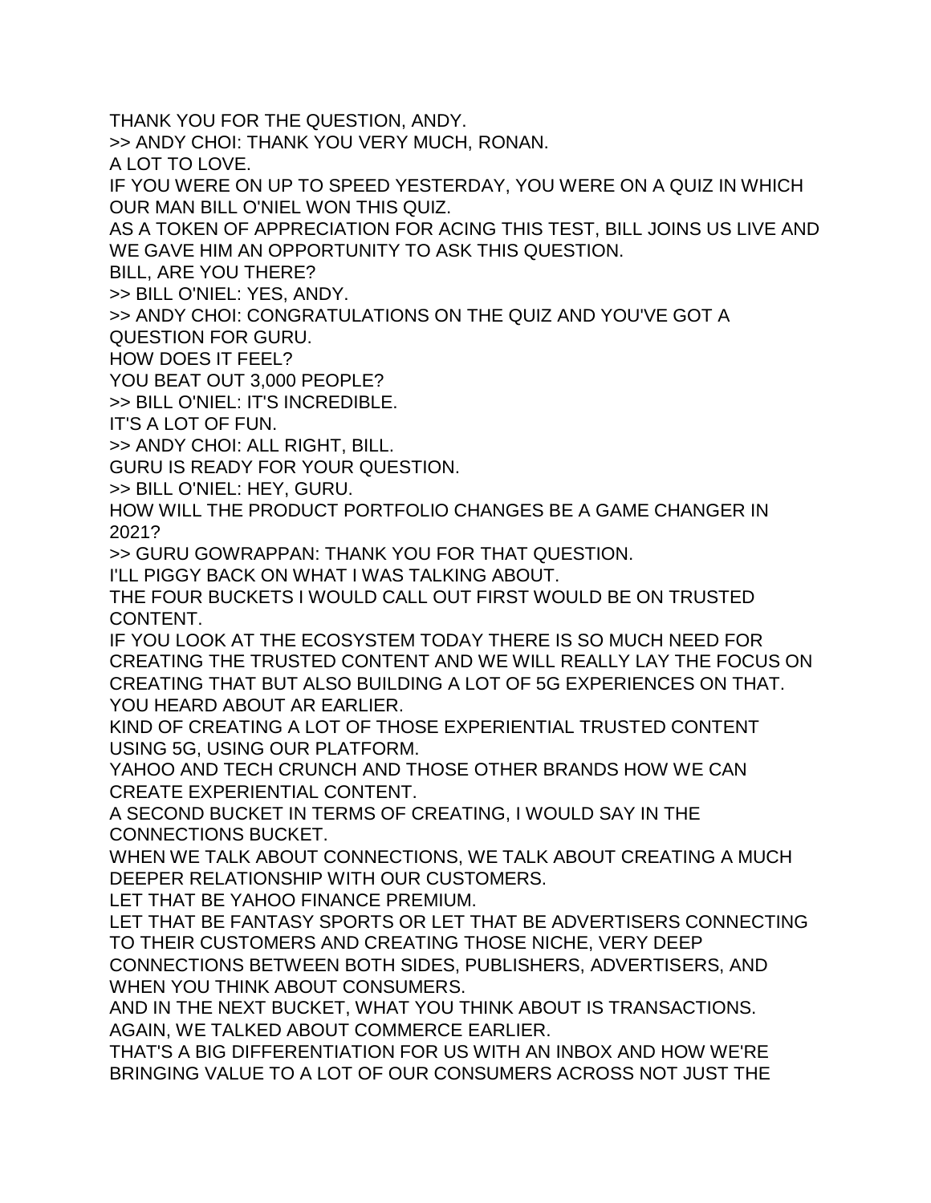THANK YOU FOR THE QUESTION, ANDY.

>> ANDY CHOI: THANK YOU VERY MUCH, RONAN.

A LOT TO LOVE.

IF YOU WERE ON UP TO SPEED YESTERDAY, YOU WERE ON A QUIZ IN WHICH OUR MAN BILL O'NIEL WON THIS QUIZ.

AS A TOKEN OF APPRECIATION FOR ACING THIS TEST, BILL JOINS US LIVE AND WE GAVE HIM AN OPPORTUNITY TO ASK THIS QUESTION.

BILL, ARE YOU THERE?

>> BILL O'NIEL: YES, ANDY.

>> ANDY CHOI: CONGRATULATIONS ON THE QUIZ AND YOU'VE GOT A QUESTION FOR GURU.

HOW DOES IT FEEL?

YOU BEAT OUT 3,000 PEOPLE?

>> BILL O'NIEL: IT'S INCREDIBLE.

IT'S A LOT OF FUN.

>> ANDY CHOI: ALL RIGHT, BILL.

GURU IS READY FOR YOUR QUESTION.

>> BILL O'NIEL: HEY, GURU.

HOW WILL THE PRODUCT PORTFOLIO CHANGES BE A GAME CHANGER IN 2021?

>> GURU GOWRAPPAN: THANK YOU FOR THAT QUESTION.

I'LL PIGGY BACK ON WHAT I WAS TALKING ABOUT.

THE FOUR BUCKETS I WOULD CALL OUT FIRST WOULD BE ON TRUSTED CONTENT.

IF YOU LOOK AT THE ECOSYSTEM TODAY THERE IS SO MUCH NEED FOR CREATING THE TRUSTED CONTENT AND WE WILL REALLY LAY THE FOCUS ON CREATING THAT BUT ALSO BUILDING A LOT OF 5G EXPERIENCES ON THAT.

YOU HEARD ABOUT AR EARLIER.

KIND OF CREATING A LOT OF THOSE EXPERIENTIAL TRUSTED CONTENT USING 5G, USING OUR PLATFORM.

YAHOO AND TECH CRUNCH AND THOSE OTHER BRANDS HOW WE CAN CREATE EXPERIENTIAL CONTENT.

A SECOND BUCKET IN TERMS OF CREATING, I WOULD SAY IN THE CONNECTIONS BUCKET.

WHEN WE TALK ABOUT CONNECTIONS, WE TALK ABOUT CREATING A MUCH DEEPER RELATIONSHIP WITH OUR CUSTOMERS.

LET THAT BE YAHOO FINANCE PREMIUM.

LET THAT BE FANTASY SPORTS OR LET THAT BE ADVERTISERS CONNECTING TO THEIR CUSTOMERS AND CREATING THOSE NICHE, VERY DEEP CONNECTIONS BETWEEN BOTH SIDES, PUBLISHERS, ADVERTISERS, AND WHEN YOU THINK ABOUT CONSUMERS.

AND IN THE NEXT BUCKET, WHAT YOU THINK ABOUT IS TRANSACTIONS.

AGAIN, WE TALKED ABOUT COMMERCE EARLIER.

THAT'S A BIG DIFFERENTIATION FOR US WITH AN INBOX AND HOW WE'RE BRINGING VALUE TO A LOT OF OUR CONSUMERS ACROSS NOT JUST THE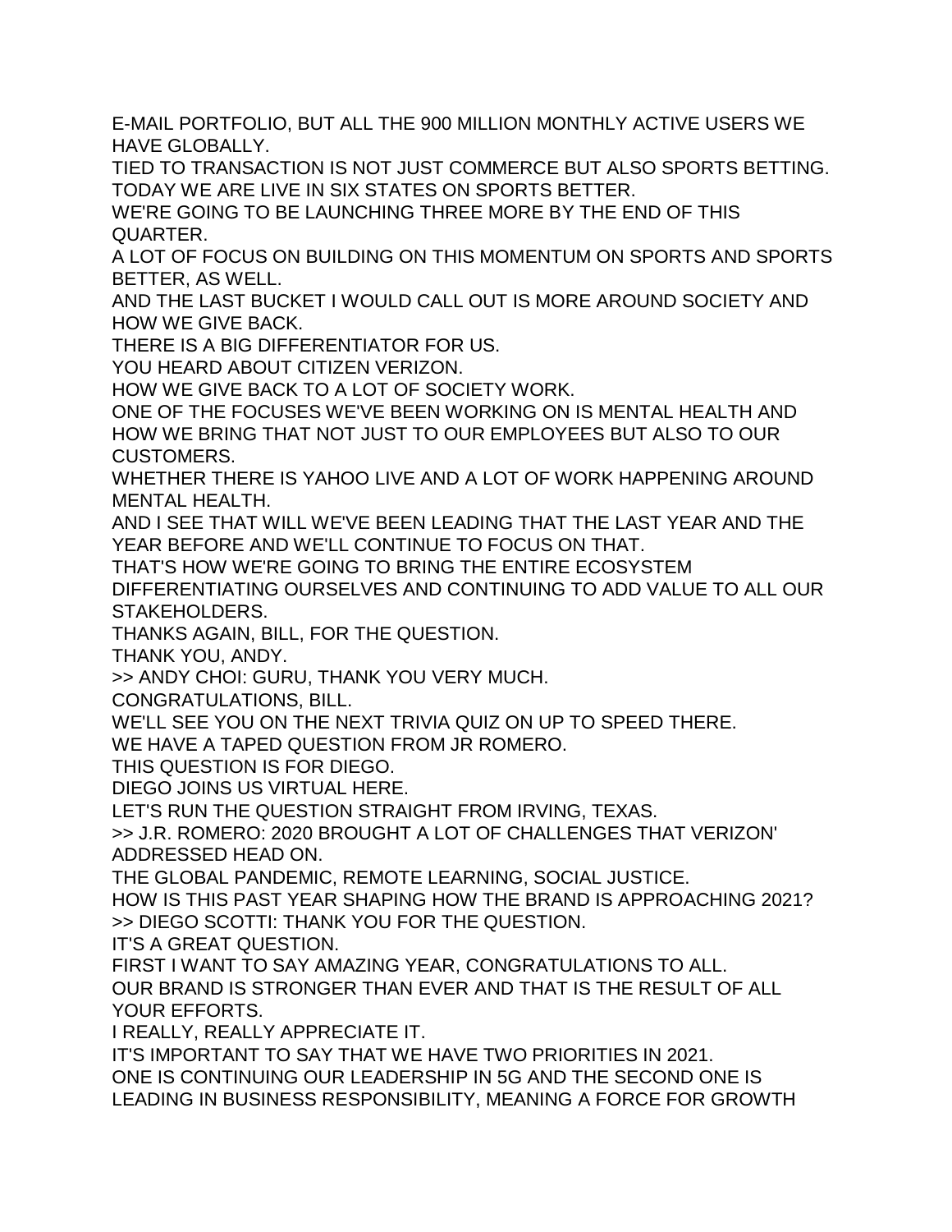E-MAIL PORTFOLIO, BUT ALL THE 900 MILLION MONTHLY ACTIVE USERS WE HAVE GLOBALLY.

TIED TO TRANSACTION IS NOT JUST COMMERCE BUT ALSO SPORTS BETTING.

TODAY WE ARE LIVE IN SIX STATES ON SPORTS BETTER.

WE'RE GOING TO BE LAUNCHING THREE MORE BY THE END OF THIS QUARTER.

A LOT OF FOCUS ON BUILDING ON THIS MOMENTUM ON SPORTS AND SPORTS BETTER, AS WELL.

AND THE LAST BUCKET I WOULD CALL OUT IS MORE AROUND SOCIETY AND HOW WE GIVE BACK.

THERE IS A BIG DIFFERENTIATOR FOR US.

YOU HEARD ABOUT CITIZEN VERIZON.

HOW WE GIVE BACK TO A LOT OF SOCIETY WORK.

ONE OF THE FOCUSES WE'VE BEEN WORKING ON IS MENTAL HEALTH AND HOW WE BRING THAT NOT JUST TO OUR EMPLOYEES BUT ALSO TO OUR CUSTOMERS.

WHETHER THERE IS YAHOO LIVE AND A LOT OF WORK HAPPENING AROUND MENTAL HEALTH.

AND I SEE THAT WILL WE'VE BEEN LEADING THAT THE LAST YEAR AND THE YEAR BEFORE AND WE'LL CONTINUE TO FOCUS ON THAT.

THAT'S HOW WE'RE GOING TO BRING THE ENTIRE ECOSYSTEM DIFFERENTIATING OURSELVES AND CONTINUING TO ADD VALUE TO ALL OUR STAKEHOLDERS.

THANKS AGAIN, BILL, FOR THE QUESTION.

THANK YOU, ANDY.

>> ANDY CHOI: GURU, THANK YOU VERY MUCH.

CONGRATULATIONS, BILL.

WE'LL SEE YOU ON THE NEXT TRIVIA QUIZ ON UP TO SPEED THERE.

WE HAVE A TAPED QUESTION FROM JR ROMERO.

THIS QUESTION IS FOR DIEGO.

DIEGO JOINS US VIRTUAL HERE.

LET'S RUN THE QUESTION STRAIGHT FROM IRVING, TEXAS.

>> J.R. ROMERO: 2020 BROUGHT A LOT OF CHALLENGES THAT VERIZON' ADDRESSED HEAD ON.

THE GLOBAL PANDEMIC, REMOTE LEARNING, SOCIAL JUSTICE.

HOW IS THIS PAST YEAR SHAPING HOW THE BRAND IS APPROACHING 2021?

>> DIEGO SCOTTI: THANK YOU FOR THE QUESTION.

IT'S A GREAT QUESTION.

FIRST I WANT TO SAY AMAZING YEAR, CONGRATULATIONS TO ALL.

OUR BRAND IS STRONGER THAN EVER AND THAT IS THE RESULT OF ALL YOUR EFFORTS.

I REALLY, REALLY APPRECIATE IT.

IT'S IMPORTANT TO SAY THAT WE HAVE TWO PRIORITIES IN 2021.

ONE IS CONTINUING OUR LEADERSHIP IN 5G AND THE SECOND ONE IS LEADING IN BUSINESS RESPONSIBILITY, MEANING A FORCE FOR GROWTH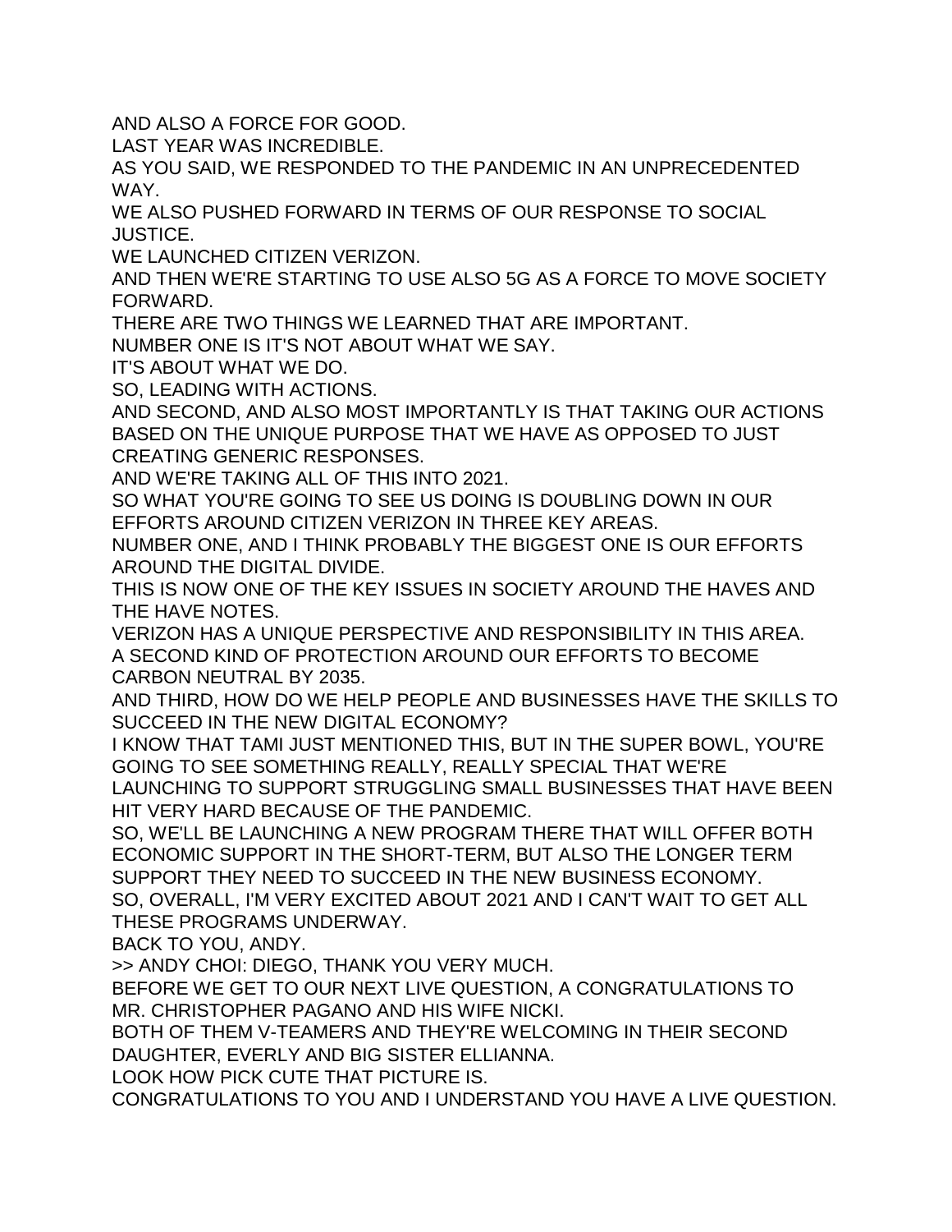AND ALSO A FORCE FOR GOOD.
LAST YEAR WAS INCREDIBLE.
AS YOU SAID, WE RESPONDED TO THE PANDEMIC IN AN UNPRECEDENTED WAY.
WE ALSO PUSHED FORWARD IN TERMS OF OUR RESPONSE TO SOCIAL JUSTICE.
WE LAUNCHED CITIZEN VERIZON.
AND THEN WE'RE STARTING TO USE ALSO 5G AS A FORCE TO MOVE SOCIETY FORWARD.
THERE ARE TWO THINGS WE LEARNED THAT ARE IMPORTANT.
NUMBER ONE IS IT'S NOT ABOUT WHAT WE SAY.
IT'S ABOUT WHAT WE DO.
SO, LEADING WITH ACTIONS.
AND SECOND, AND ALSO MOST IMPORTANTLY IS THAT TAKING OUR ACTIONS BASED ON THE UNIQUE PURPOSE THAT WE HAVE AS OPPOSED TO JUST CREATING GENERIC RESPONSES.
AND WE'RE TAKING ALL OF THIS INTO 2021.
SO WHAT YOU'RE GOING TO SEE US DOING IS DOUBLING DOWN IN OUR EFFORTS AROUND CITIZEN VERIZON IN THREE KEY AREAS.
NUMBER ONE, AND I THINK PROBABLY THE BIGGEST ONE IS OUR EFFORTS AROUND THE DIGITAL DIVIDE.
THIS IS NOW ONE OF THE KEY ISSUES IN SOCIETY AROUND THE HAVES AND THE HAVE NOTES.
VERIZON HAS A UNIQUE PERSPECTIVE AND RESPONSIBILITY IN THIS AREA.
A SECOND KIND OF PROTECTION AROUND OUR EFFORTS TO BECOME CARBON NEUTRAL BY 2035.
AND THIRD, HOW DO WE HELP PEOPLE AND BUSINESSES HAVE THE SKILLS TO SUCCEED IN THE NEW DIGITAL ECONOMY?
I KNOW THAT TAMI JUST MENTIONED THIS, BUT IN THE SUPER BOWL, YOU'RE GOING TO SEE SOMETHING REALLY, REALLY SPECIAL THAT WE'RE LAUNCHING TO SUPPORT STRUGGLING SMALL BUSINESSES THAT HAVE BEEN HIT VERY HARD BECAUSE OF THE PANDEMIC.
SO, WE'LL BE LAUNCHING A NEW PROGRAM THERE THAT WILL OFFER BOTH ECONOMIC SUPPORT IN THE SHORT-TERM, BUT ALSO THE LONGER TERM SUPPORT THEY NEED TO SUCCEED IN THE NEW BUSINESS ECONOMY.
SO, OVERALL, I'M VERY EXCITED ABOUT 2021 AND I CAN'T WAIT TO GET ALL THESE PROGRAMS UNDERWAY.
BACK TO YOU, ANDY.
>> ANDY CHOI: DIEGO, THANK YOU VERY MUCH.
BEFORE WE GET TO OUR NEXT LIVE QUESTION, A CONGRATULATIONS TO MR. CHRISTOPHER PAGANO AND HIS WIFE NICKI.
BOTH OF THEM V-TEAMERS AND THEY'RE WELCOMING IN THEIR SECOND DAUGHTER, EVERLY AND BIG SISTER ELLIANNA.
LOOK HOW PICK CUTE THAT PICTURE IS.
CONGRATULATIONS TO YOU AND I UNDERSTAND YOU HAVE A LIVE QUESTION.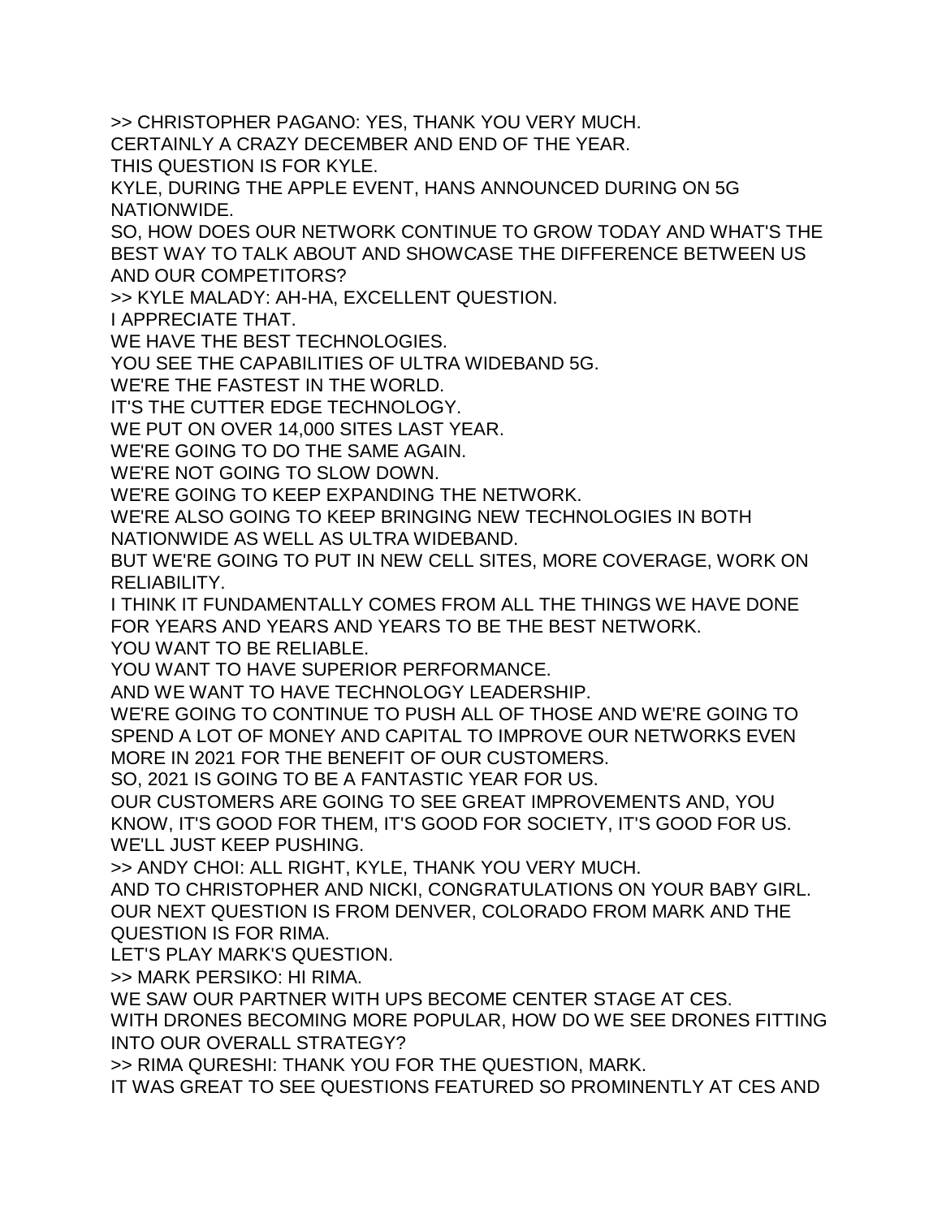>> CHRISTOPHER PAGANO: YES, THANK YOU VERY MUCH.

CERTAINLY A CRAZY DECEMBER AND END OF THE YEAR.

THIS QUESTION IS FOR KYLE.

KYLE, DURING THE APPLE EVENT, HANS ANNOUNCED DURING ON 5G NATIONWIDE.

SO, HOW DOES OUR NETWORK CONTINUE TO GROW TODAY AND WHAT'S THE BEST WAY TO TALK ABOUT AND SHOWCASE THE DIFFERENCE BETWEEN US AND OUR COMPETITORS?

>> KYLE MALADY: AH-HA, EXCELLENT QUESTION.

I APPRECIATE THAT.

WE HAVE THE BEST TECHNOLOGIES.

YOU SEE THE CAPABILITIES OF ULTRA WIDEBAND 5G.

WE'RE THE FASTEST IN THE WORLD.

IT'S THE CUTTER EDGE TECHNOLOGY.

WE PUT ON OVER 14,000 SITES LAST YEAR.

WE'RE GOING TO DO THE SAME AGAIN.

WE'RE NOT GOING TO SLOW DOWN.

WE'RE GOING TO KEEP EXPANDING THE NETWORK.

WE'RE ALSO GOING TO KEEP BRINGING NEW TECHNOLOGIES IN BOTH NATIONWIDE AS WELL AS ULTRA WIDEBAND.

BUT WE'RE GOING TO PUT IN NEW CELL SITES, MORE COVERAGE, WORK ON RELIABILITY.

I THINK IT FUNDAMENTALLY COMES FROM ALL THE THINGS WE HAVE DONE FOR YEARS AND YEARS AND YEARS TO BE THE BEST NETWORK.

YOU WANT TO BE RELIABLE.

YOU WANT TO HAVE SUPERIOR PERFORMANCE.

AND WE WANT TO HAVE TECHNOLOGY LEADERSHIP.

WE'RE GOING TO CONTINUE TO PUSH ALL OF THOSE AND WE'RE GOING TO SPEND A LOT OF MONEY AND CAPITAL TO IMPROVE OUR NETWORKS EVEN MORE IN 2021 FOR THE BENEFIT OF OUR CUSTOMERS.

SO, 2021 IS GOING TO BE A FANTASTIC YEAR FOR US.

OUR CUSTOMERS ARE GOING TO SEE GREAT IMPROVEMENTS AND, YOU KNOW, IT'S GOOD FOR THEM, IT'S GOOD FOR SOCIETY, IT'S GOOD FOR US.

WE'LL JUST KEEP PUSHING.

>> ANDY CHOI: ALL RIGHT, KYLE, THANK YOU VERY MUCH.

AND TO CHRISTOPHER AND NICKI, CONGRATULATIONS ON YOUR BABY GIRL.

OUR NEXT QUESTION IS FROM DENVER, COLORADO FROM MARK AND THE QUESTION IS FOR RIMA.

LET'S PLAY MARK'S QUESTION.

>> MARK PERSIKO: HI RIMA.

WE SAW OUR PARTNER WITH UPS BECOME CENTER STAGE AT CES.

WITH DRONES BECOMING MORE POPULAR, HOW DO WE SEE DRONES FITTING INTO OUR OVERALL STRATEGY?

>> RIMA QURESHI: THANK YOU FOR THE QUESTION, MARK.

IT WAS GREAT TO SEE QUESTIONS FEATURED SO PROMINENTLY AT CES AND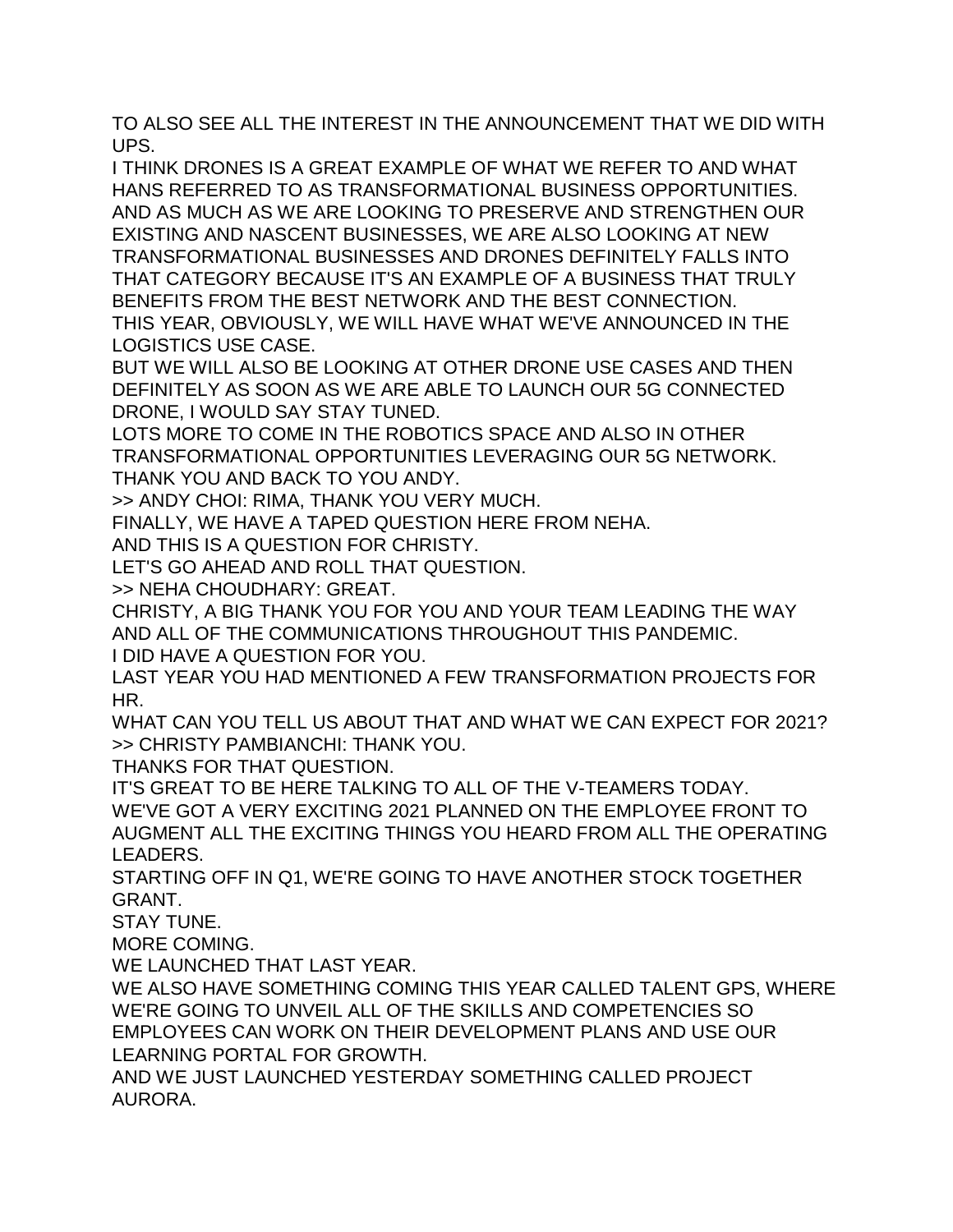TO ALSO SEE ALL THE INTEREST IN THE ANNOUNCEMENT THAT WE DID WITH UPS.

I THINK DRONES IS A GREAT EXAMPLE OF WHAT WE REFER TO AND WHAT HANS REFERRED TO AS TRANSFORMATIONAL BUSINESS OPPORTUNITIES.

AND AS MUCH AS WE ARE LOOKING TO PRESERVE AND STRENGTHEN OUR EXISTING AND NASCENT BUSINESSES, WE ARE ALSO LOOKING AT NEW TRANSFORMATIONAL BUSINESSES AND DRONES DEFINITELY FALLS INTO THAT CATEGORY BECAUSE IT'S AN EXAMPLE OF A BUSINESS THAT TRULY BENEFITS FROM THE BEST NETWORK AND THE BEST CONNECTION.

THIS YEAR, OBVIOUSLY, WE WILL HAVE WHAT WE'VE ANNOUNCED IN THE LOGISTICS USE CASE.

BUT WE WILL ALSO BE LOOKING AT OTHER DRONE USE CASES AND THEN DEFINITELY AS SOON AS WE ARE ABLE TO LAUNCH OUR 5G CONNECTED DRONE, I WOULD SAY STAY TUNED.

LOTS MORE TO COME IN THE ROBOTICS SPACE AND ALSO IN OTHER TRANSFORMATIONAL OPPORTUNITIES LEVERAGING OUR 5G NETWORK.

THANK YOU AND BACK TO YOU ANDY.

>> ANDY CHOI: RIMA, THANK YOU VERY MUCH.

FINALLY, WE HAVE A TAPED QUESTION HERE FROM NEHA.

AND THIS IS A QUESTION FOR CHRISTY.

LET'S GO AHEAD AND ROLL THAT QUESTION.

>> NEHA CHOUDHARY: GREAT.

CHRISTY, A BIG THANK YOU FOR YOU AND YOUR TEAM LEADING THE WAY AND ALL OF THE COMMUNICATIONS THROUGHOUT THIS PANDEMIC.

I DID HAVE A QUESTION FOR YOU.

LAST YEAR YOU HAD MENTIONED A FEW TRANSFORMATION PROJECTS FOR HR.

WHAT CAN YOU TELL US ABOUT THAT AND WHAT WE CAN EXPECT FOR 2021?

>> CHRISTY PAMBIANCHI: THANK YOU.

THANKS FOR THAT QUESTION.

IT'S GREAT TO BE HERE TALKING TO ALL OF THE V-TEAMERS TODAY.

WE'VE GOT A VERY EXCITING 2021 PLANNED ON THE EMPLOYEE FRONT TO AUGMENT ALL THE EXCITING THINGS YOU HEARD FROM ALL THE OPERATING LEADERS.

STARTING OFF IN Q1, WE'RE GOING TO HAVE ANOTHER STOCK TOGETHER GRANT.

STAY TUNE.

MORE COMING.

WE LAUNCHED THAT LAST YEAR.

WE ALSO HAVE SOMETHING COMING THIS YEAR CALLED TALENT GPS, WHERE WE'RE GOING TO UNVEIL ALL OF THE SKILLS AND COMPETENCIES SO EMPLOYEES CAN WORK ON THEIR DEVELOPMENT PLANS AND USE OUR LEARNING PORTAL FOR GROWTH.

AND WE JUST LAUNCHED YESTERDAY SOMETHING CALLED PROJECT AURORA.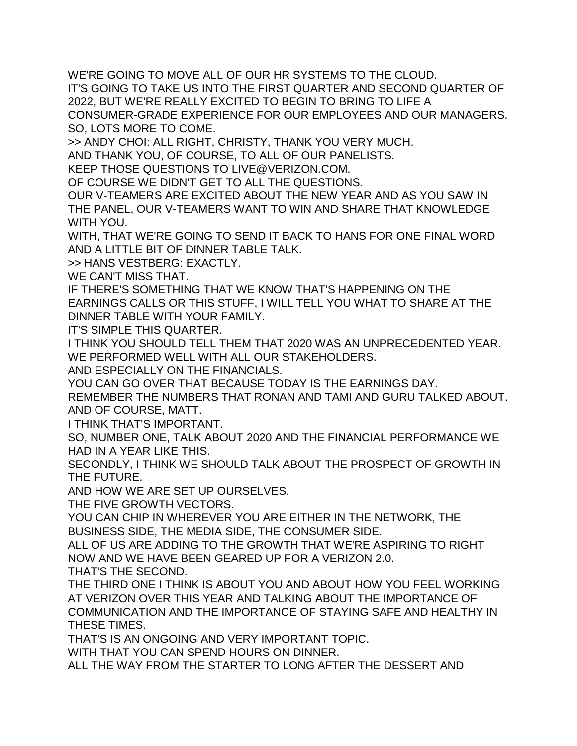WE'RE GOING TO MOVE ALL OF OUR HR SYSTEMS TO THE CLOUD.
IT'S GOING TO TAKE US INTO THE FIRST QUARTER AND SECOND QUARTER OF 2022, BUT WE'RE REALLY EXCITED TO BEGIN TO BRING TO LIFE A CONSUMER-GRADE EXPERIENCE FOR OUR EMPLOYEES AND OUR MANAGERS.
SO, LOTS MORE TO COME.
>> ANDY CHOI: ALL RIGHT, CHRISTY, THANK YOU VERY MUCH.
AND THANK YOU, OF COURSE, TO ALL OF OUR PANELISTS.
KEEP THOSE QUESTIONS TO LIVE@VERIZON.COM.
OF COURSE WE DIDN'T GET TO ALL THE QUESTIONS.
OUR V-TEAMERS ARE EXCITED ABOUT THE NEW YEAR AND AS YOU SAW IN THE PANEL, OUR V-TEAMERS WANT TO WIN AND SHARE THAT KNOWLEDGE WITH YOU.
WITH, THAT WE'RE GOING TO SEND IT BACK TO HANS FOR ONE FINAL WORD AND A LITTLE BIT OF DINNER TABLE TALK.
>> HANS VESTBERG: EXACTLY.
WE CAN'T MISS THAT.
IF THERE'S SOMETHING THAT WE KNOW THAT'S HAPPENING ON THE EARNINGS CALLS OR THIS STUFF, I WILL TELL YOU WHAT TO SHARE AT THE DINNER TABLE WITH YOUR FAMILY.
IT'S SIMPLE THIS QUARTER.
I THINK YOU SHOULD TELL THEM THAT 2020 WAS AN UNPRECEDENTED YEAR.
WE PERFORMED WELL WITH ALL OUR STAKEHOLDERS.
AND ESPECIALLY ON THE FINANCIALS.
YOU CAN GO OVER THAT BECAUSE TODAY IS THE EARNINGS DAY.
REMEMBER THE NUMBERS THAT RONAN AND TAMI AND GURU TALKED ABOUT.
AND OF COURSE, MATT.
I THINK THAT'S IMPORTANT.
SO, NUMBER ONE, TALK ABOUT 2020 AND THE FINANCIAL PERFORMANCE WE HAD IN A YEAR LIKE THIS.
SECONDLY, I THINK WE SHOULD TALK ABOUT THE PROSPECT OF GROWTH IN THE FUTURE.
AND HOW WE ARE SET UP OURSELVES.
THE FIVE GROWTH VECTORS.
YOU CAN CHIP IN WHEREVER YOU ARE EITHER IN THE NETWORK, THE BUSINESS SIDE, THE MEDIA SIDE, THE CONSUMER SIDE.
ALL OF US ARE ADDING TO THE GROWTH THAT WE'RE ASPIRING TO RIGHT NOW AND WE HAVE BEEN GEARED UP FOR A VERIZON 2.0.
THAT'S THE SECOND.
THE THIRD ONE I THINK IS ABOUT YOU AND ABOUT HOW YOU FEEL WORKING AT VERIZON OVER THIS YEAR AND TALKING ABOUT THE IMPORTANCE OF COMMUNICATION AND THE IMPORTANCE OF STAYING SAFE AND HEALTHY IN THESE TIMES.
THAT'S IS AN ONGOING AND VERY IMPORTANT TOPIC.
WITH THAT YOU CAN SPEND HOURS ON DINNER.
ALL THE WAY FROM THE STARTER TO LONG AFTER THE DESSERT AND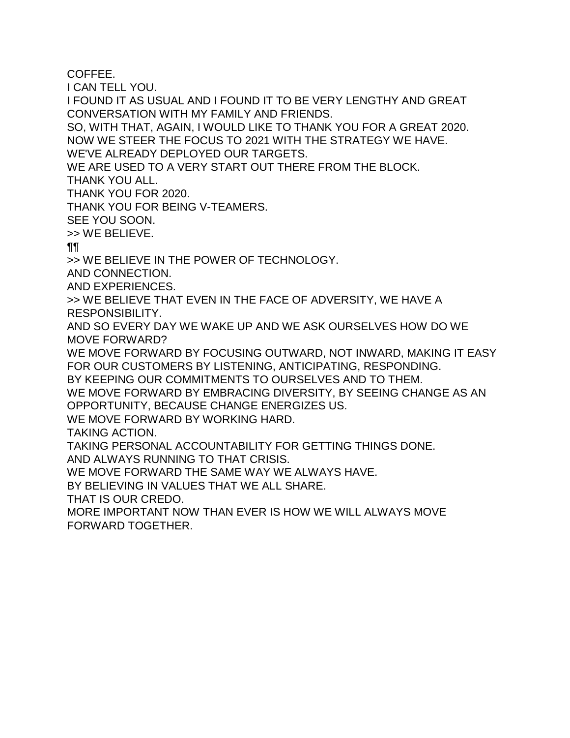COFFEE.

I CAN TELL YOU.

I FOUND IT AS USUAL AND I FOUND IT TO BE VERY LENGTHY AND GREAT CONVERSATION WITH MY FAMILY AND FRIENDS.

SO, WITH THAT, AGAIN, I WOULD LIKE TO THANK YOU FOR A GREAT 2020.

NOW WE STEER THE FOCUS TO 2021 WITH THE STRATEGY WE HAVE.

WE'VE ALREADY DEPLOYED OUR TARGETS.

WE ARE USED TO A VERY START OUT THERE FROM THE BLOCK.

THANK YOU ALL.

THANK YOU FOR 2020.

THANK YOU FOR BEING V-TEAMERS.

SEE YOU SOON.

>> WE BELIEVE.

¶¶

>> WE BELIEVE IN THE POWER OF TECHNOLOGY.

AND CONNECTION.

AND EXPERIENCES.

>> WE BELIEVE THAT EVEN IN THE FACE OF ADVERSITY, WE HAVE A RESPONSIBILITY.

AND SO EVERY DAY WE WAKE UP AND WE ASK OURSELVES HOW DO WE MOVE FORWARD?

WE MOVE FORWARD BY FOCUSING OUTWARD, NOT INWARD, MAKING IT EASY FOR OUR CUSTOMERS BY LISTENING, ANTICIPATING, RESPONDING.

BY KEEPING OUR COMMITMENTS TO OURSELVES AND TO THEM.

WE MOVE FORWARD BY EMBRACING DIVERSITY, BY SEEING CHANGE AS AN OPPORTUNITY, BECAUSE CHANGE ENERGIZES US.

WE MOVE FORWARD BY WORKING HARD.

TAKING ACTION.

TAKING PERSONAL ACCOUNTABILITY FOR GETTING THINGS DONE.

AND ALWAYS RUNNING TO THAT CRISIS.

WE MOVE FORWARD THE SAME WAY WE ALWAYS HAVE.

BY BELIEVING IN VALUES THAT WE ALL SHARE.

THAT IS OUR CREDO.

MORE IMPORTANT NOW THAN EVER IS HOW WE WILL ALWAYS MOVE FORWARD TOGETHER.